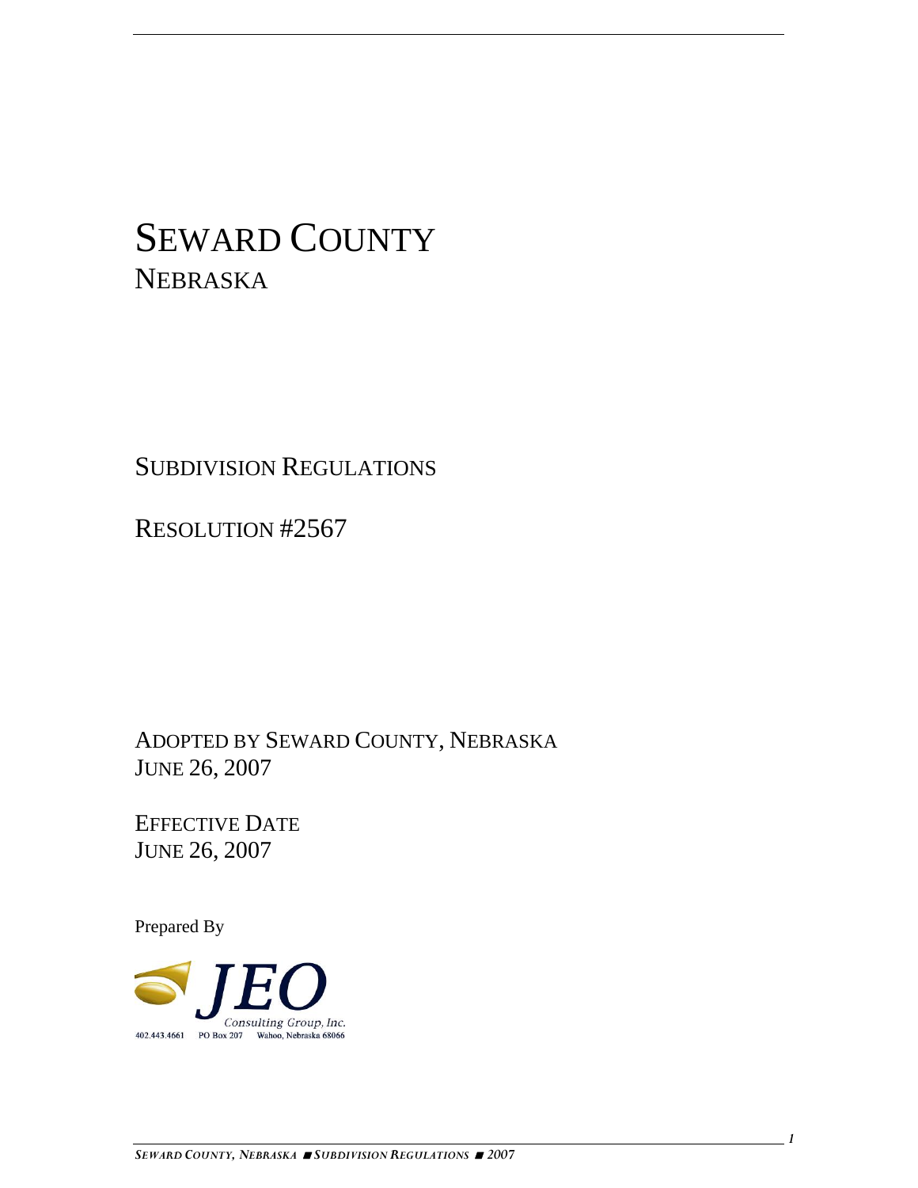# SEWARD COUNTY
## NEBRASKA

## SUBDIVISION REGULATIONS

## RESOLUTION #2567

ADOPTED BY SEWARD COUNTY, NEBRASKA
JUNE 26, 2007

EFFECTIVE DATE
JUNE 26, 2007

Prepared By

JEO Consulting Group, Inc.
402.443.4661 PO Box 207 Wahoo, Nebraska 68066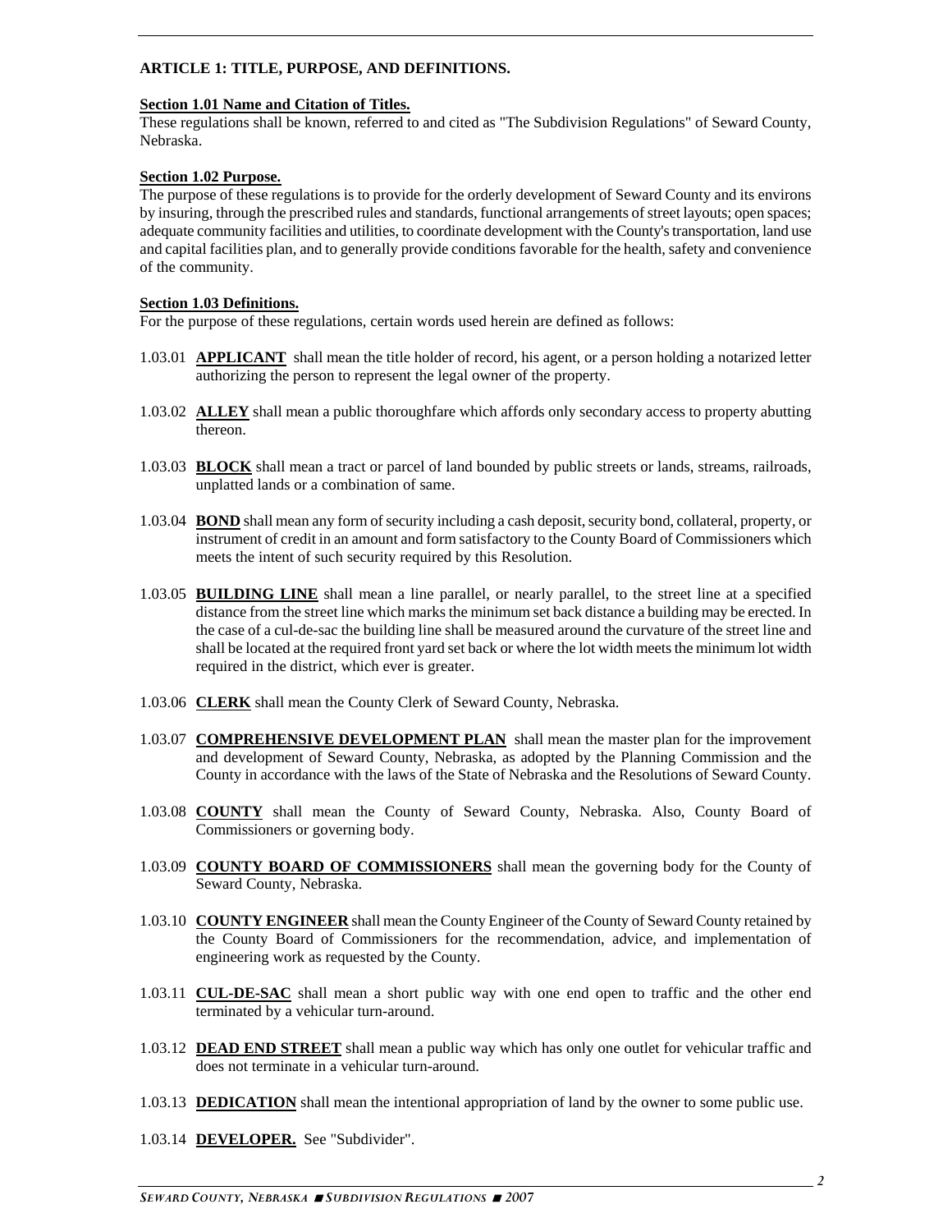## ARTICLE 1: TITLE, PURPOSE, AND DEFINITIONS.

### Section 1.01 Name and Citation of Titles.

These regulations shall be known, referred to and cited as "The Subdivision Regulations" of Seward County, Nebraska.

### Section 1.02 Purpose.

The purpose of these regulations is to provide for the orderly development of Seward County and its environs by insuring, through the prescribed rules and standards, functional arrangements of street layouts; open spaces; adequate community facilities and utilities, to coordinate development with the County's transportation, land use and capital facilities plan, and to generally provide conditions favorable for the health, safety and convenience of the community.

### Section 1.03 Definitions.

For the purpose of these regulations, certain words used herein are defined as follows:

1.03.01 **APPLICANT** shall mean the title holder of record, his agent, or a person holding a notarized letter authorizing the person to represent the legal owner of the property.

1.03.02 **ALLEY** shall mean a public thoroughfare which affords only secondary access to property abutting thereon.

1.03.03 **BLOCK** shall mean a tract or parcel of land bounded by public streets or lands, streams, railroads, unplatted lands or a combination of same.

1.03.04 **BOND** shall mean any form of security including a cash deposit, security bond, collateral, property, or instrument of credit in an amount and form satisfactory to the County Board of Commissioners which meets the intent of such security required by this Resolution.

1.03.05 **BUILDING LINE** shall mean a line parallel, or nearly parallel, to the street line at a specified distance from the street line which marks the minimum set back distance a building may be erected. In the case of a cul-de-sac the building line shall be measured around the curvature of the street line and shall be located at the required front yard set back or where the lot width meets the minimum lot width required in the district, which ever is greater.

1.03.06 **CLERK** shall mean the County Clerk of Seward County, Nebraska.

1.03.07 **COMPREHENSIVE DEVELOPMENT PLAN** shall mean the master plan for the improvement and development of Seward County, Nebraska, as adopted by the Planning Commission and the County in accordance with the laws of the State of Nebraska and the Resolutions of Seward County.

1.03.08 **COUNTY** shall mean the County of Seward County, Nebraska. Also, County Board of Commissioners or governing body.

1.03.09 **COUNTY BOARD OF COMMISSIONERS** shall mean the governing body for the County of Seward County, Nebraska.

1.03.10 **COUNTY ENGINEER** shall mean the County Engineer of the County of Seward County retained by the County Board of Commissioners for the recommendation, advice, and implementation of engineering work as requested by the County.

1.03.11 **CUL-DE-SAC** shall mean a short public way with one end open to traffic and the other end terminated by a vehicular turn-around.

1.03.12 **DEAD END STREET** shall mean a public way which has only one outlet for vehicular traffic and does not terminate in a vehicular turn-around.

1.03.13 **DEDICATION** shall mean the intentional appropriation of land by the owner to some public use.

1.03.14 **DEVELOPER.** See "Subdivider".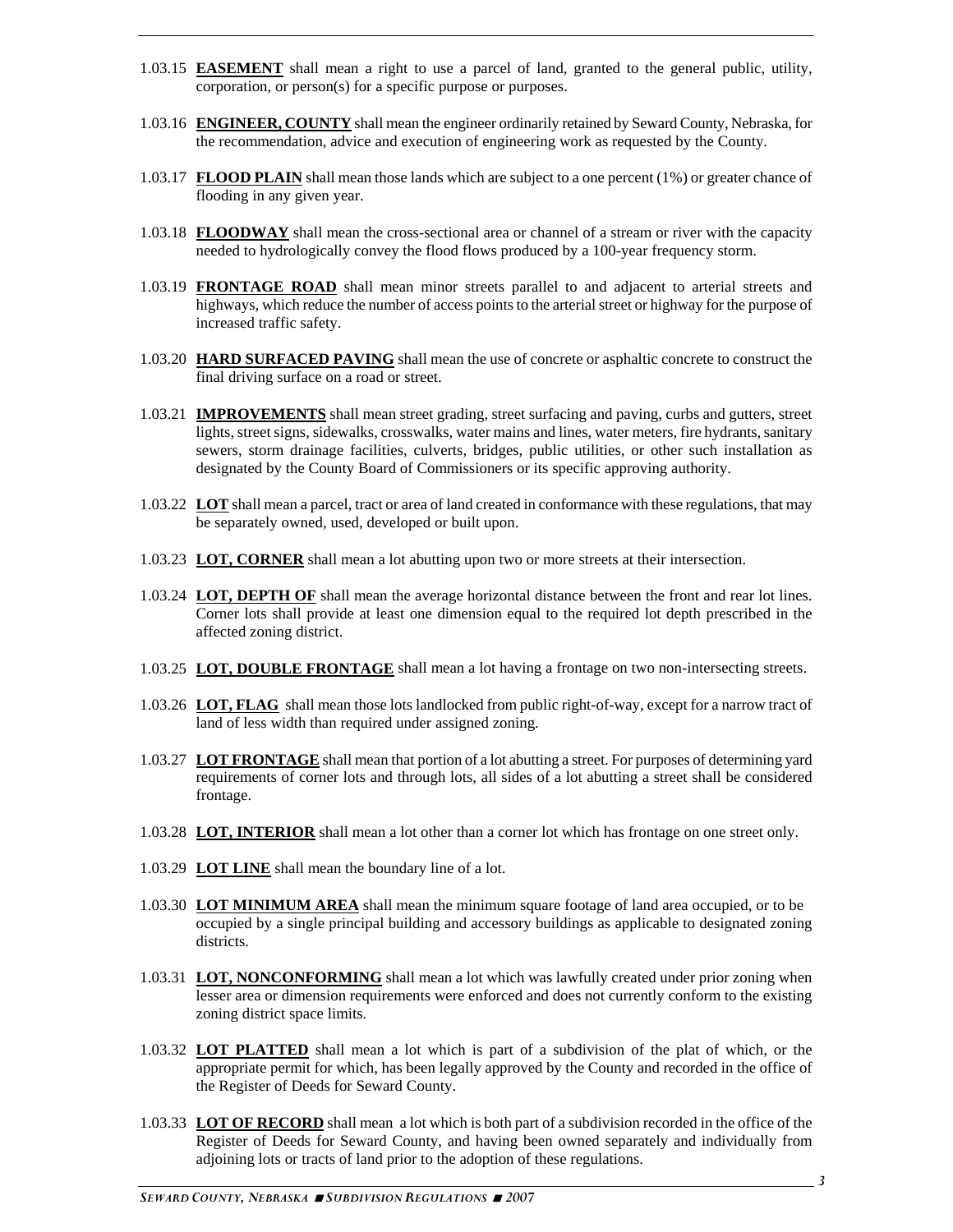1.03.15 **EASEMENT** shall mean a right to use a parcel of land, granted to the general public, utility, corporation, or person(s) for a specific purpose or purposes.

1.03.16 **ENGINEER, COUNTY** shall mean the engineer ordinarily retained by Seward County, Nebraska, for the recommendation, advice and execution of engineering work as requested by the County.

1.03.17 **FLOOD PLAIN** shall mean those lands which are subject to a one percent (1%) or greater chance of flooding in any given year.

1.03.18 **FLOODWAY** shall mean the cross-sectional area or channel of a stream or river with the capacity needed to hydrologically convey the flood flows produced by a 100-year frequency storm.

1.03.19 **FRONTAGE ROAD** shall mean minor streets parallel to and adjacent to arterial streets and highways, which reduce the number of access points to the arterial street or highway for the purpose of increased traffic safety.

1.03.20 **HARD SURFACED PAVING** shall mean the use of concrete or asphaltic concrete to construct the final driving surface on a road or street.

1.03.21 **IMPROVEMENTS** shall mean street grading, street surfacing and paving, curbs and gutters, street lights, street signs, sidewalks, crosswalks, water mains and lines, water meters, fire hydrants, sanitary sewers, storm drainage facilities, culverts, bridges, public utilities, or other such installation as designated by the County Board of Commissioners or its specific approving authority.

1.03.22 **LOT** shall mean a parcel, tract or area of land created in conformance with these regulations, that may be separately owned, used, developed or built upon.

1.03.23 **LOT, CORNER** shall mean a lot abutting upon two or more streets at their intersection.

1.03.24 **LOT, DEPTH OF** shall mean the average horizontal distance between the front and rear lot lines. Corner lots shall provide at least one dimension equal to the required lot depth prescribed in the affected zoning district.

1.03.25 **LOT, DOUBLE FRONTAGE** shall mean a lot having a frontage on two non-intersecting streets.

1.03.26 **LOT, FLAG** shall mean those lots landlocked from public right-of-way, except for a narrow tract of land of less width than required under assigned zoning.

1.03.27 **LOT FRONTAGE** shall mean that portion of a lot abutting a street. For purposes of determining yard requirements of corner lots and through lots, all sides of a lot abutting a street shall be considered frontage.

1.03.28 **LOT, INTERIOR** shall mean a lot other than a corner lot which has frontage on one street only.

1.03.29 **LOT LINE** shall mean the boundary line of a lot.

1.03.30 **LOT MINIMUM AREA** shall mean the minimum square footage of land area occupied, or to be occupied by a single principal building and accessory buildings as applicable to designated zoning districts.

1.03.31 **LOT, NONCONFORMING** shall mean a lot which was lawfully created under prior zoning when lesser area or dimension requirements were enforced and does not currently conform to the existing zoning district space limits.

1.03.32 **LOT PLATTED** shall mean a lot which is part of a subdivision of the plat of which, or the appropriate permit for which, has been legally approved by the County and recorded in the office of the Register of Deeds for Seward County.

1.03.33 **LOT OF RECORD** shall mean a lot which is both part of a subdivision recorded in the office of the Register of Deeds for Seward County, and having been owned separately and individually from adjoining lots or tracts of land prior to the adoption of these regulations.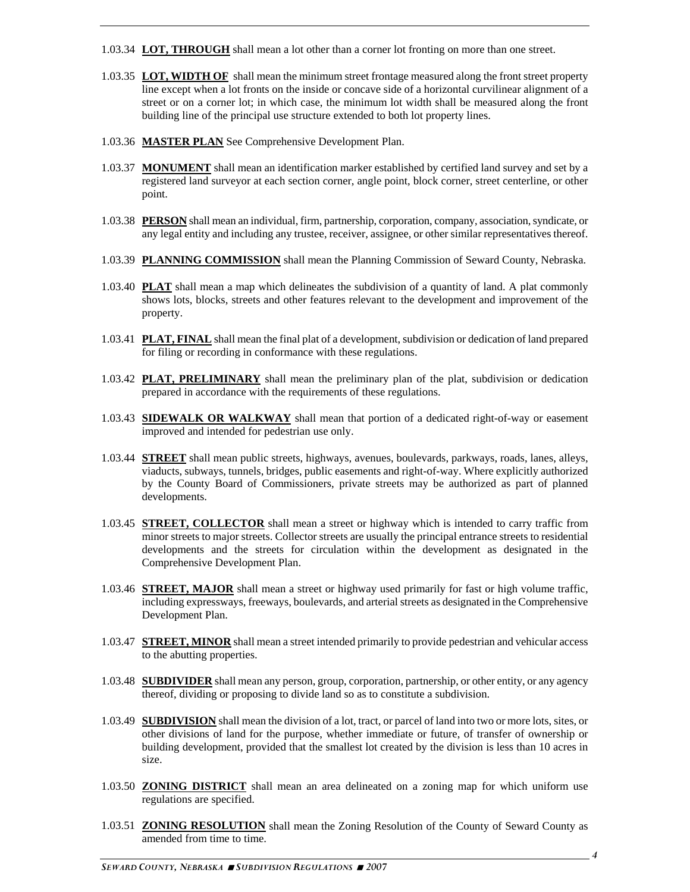1.03.34 **LOT, THROUGH** shall mean a lot other than a corner lot fronting on more than one street.

1.03.35 **LOT, WIDTH OF** shall mean the minimum street frontage measured along the front street property line except when a lot fronts on the inside or concave side of a horizontal curvilinear alignment of a street or on a corner lot; in which case, the minimum lot width shall be measured along the front building line of the principal use structure extended to both lot property lines.

1.03.36 **MASTER PLAN** See Comprehensive Development Plan.

1.03.37 **MONUMENT** shall mean an identification marker established by certified land survey and set by a registered land surveyor at each section corner, angle point, block corner, street centerline, or other point.

1.03.38 **PERSON** shall mean an individual, firm, partnership, corporation, company, association, syndicate, or any legal entity and including any trustee, receiver, assignee, or other similar representatives thereof.

1.03.39 **PLANNING COMMISSION** shall mean the Planning Commission of Seward County, Nebraska.

1.03.40 **PLAT** shall mean a map which delineates the subdivision of a quantity of land. A plat commonly shows lots, blocks, streets and other features relevant to the development and improvement of the property.

1.03.41 **PLAT, FINAL** shall mean the final plat of a development, subdivision or dedication of land prepared for filing or recording in conformance with these regulations.

1.03.42 **PLAT, PRELIMINARY** shall mean the preliminary plan of the plat, subdivision or dedication prepared in accordance with the requirements of these regulations.

1.03.43 **SIDEWALK OR WALKWAY** shall mean that portion of a dedicated right-of-way or easement improved and intended for pedestrian use only.

1.03.44 **STREET** shall mean public streets, highways, avenues, boulevards, parkways, roads, lanes, alleys, viaducts, subways, tunnels, bridges, public easements and right-of-way. Where explicitly authorized by the County Board of Commissioners, private streets may be authorized as part of planned developments.

1.03.45 **STREET, COLLECTOR** shall mean a street or highway which is intended to carry traffic from minor streets to major streets. Collector streets are usually the principal entrance streets to residential developments and the streets for circulation within the development as designated in the Comprehensive Development Plan.

1.03.46 **STREET, MAJOR** shall mean a street or highway used primarily for fast or high volume traffic, including expressways, freeways, boulevards, and arterial streets as designated in the Comprehensive Development Plan.

1.03.47 **STREET, MINOR** shall mean a street intended primarily to provide pedestrian and vehicular access to the abutting properties.

1.03.48 **SUBDIVIDER** shall mean any person, group, corporation, partnership, or other entity, or any agency thereof, dividing or proposing to divide land so as to constitute a subdivision.

1.03.49 **SUBDIVISION** shall mean the division of a lot, tract, or parcel of land into two or more lots, sites, or other divisions of land for the purpose, whether immediate or future, of transfer of ownership or building development, provided that the smallest lot created by the division is less than 10 acres in size.

1.03.50 **ZONING DISTRICT** shall mean an area delineated on a zoning map for which uniform use regulations are specified.

1.03.51 **ZONING RESOLUTION** shall mean the Zoning Resolution of the County of Seward County as amended from time to time.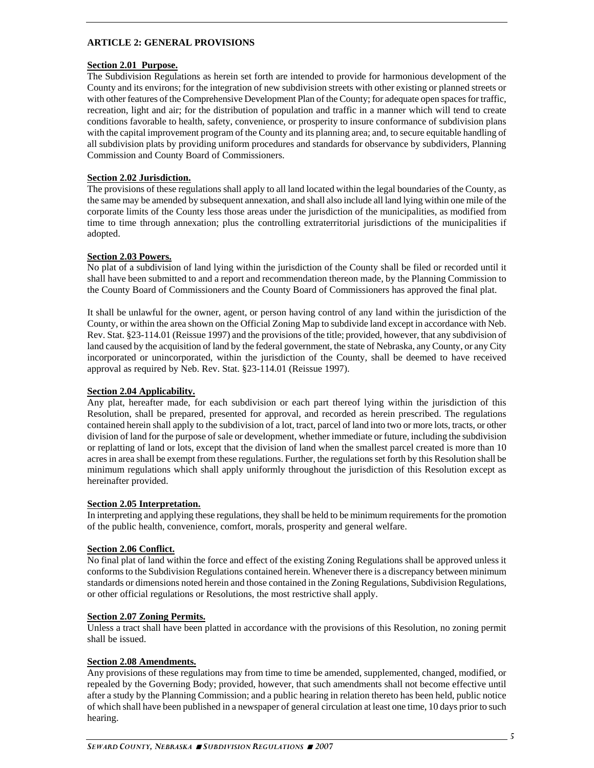## ARTICLE 2: GENERAL PROVISIONS

**Section 2.01 Purpose.**

The Subdivision Regulations as herein set forth are intended to provide for harmonious development of the County and its environs; for the integration of new subdivision streets with other existing or planned streets or with other features of the Comprehensive Development Plan of the County; for adequate open spaces for traffic, recreation, light and air; for the distribution of population and traffic in a manner which will tend to create conditions favorable to health, safety, convenience, or prosperity to insure conformance of subdivision plans with the capital improvement program of the County and its planning area; and, to secure equitable handling of all subdivision plats by providing uniform procedures and standards for observance by subdividers, Planning Commission and County Board of Commissioners.

**Section 2.02 Jurisdiction.**

The provisions of these regulations shall apply to all land located within the legal boundaries of the County, as the same may be amended by subsequent annexation, and shall also include all land lying within one mile of the corporate limits of the County less those areas under the jurisdiction of the municipalities, as modified from time to time through annexation; plus the controlling extraterritorial jurisdictions of the municipalities if adopted.

**Section 2.03 Powers.**

No plat of a subdivision of land lying within the jurisdiction of the County shall be filed or recorded until it shall have been submitted to and a report and recommendation thereon made, by the Planning Commission to the County Board of Commissioners and the County Board of Commissioners has approved the final plat.

It shall be unlawful for the owner, agent, or person having control of any land within the jurisdiction of the County, or within the area shown on the Official Zoning Map to subdivide land except in accordance with Neb. Rev. Stat. §23-114.01 (Reissue 1997) and the provisions of the title; provided, however, that any subdivision of land caused by the acquisition of land by the federal government, the state of Nebraska, any County, or any City incorporated or unincorporated, within the jurisdiction of the County, shall be deemed to have received approval as required by Neb. Rev. Stat. §23-114.01 (Reissue 1997).

**Section 2.04 Applicability.**

Any plat, hereafter made, for each subdivision or each part thereof lying within the jurisdiction of this Resolution, shall be prepared, presented for approval, and recorded as herein prescribed. The regulations contained herein shall apply to the subdivision of a lot, tract, parcel of land into two or more lots, tracts, or other division of land for the purpose of sale or development, whether immediate or future, including the subdivision or replatting of land or lots, except that the division of land when the smallest parcel created is more than 10 acres in area shall be exempt from these regulations. Further, the regulations set forth by this Resolution shall be minimum regulations which shall apply uniformly throughout the jurisdiction of this Resolution except as hereinafter provided.

**Section 2.05 Interpretation.**

In interpreting and applying these regulations, they shall be held to be minimum requirements for the promotion of the public health, convenience, comfort, morals, prosperity and general welfare.

**Section 2.06 Conflict.**

No final plat of land within the force and effect of the existing Zoning Regulations shall be approved unless it conforms to the Subdivision Regulations contained herein. Whenever there is a discrepancy between minimum standards or dimensions noted herein and those contained in the Zoning Regulations, Subdivision Regulations, or other official regulations or Resolutions, the most restrictive shall apply.

**Section 2.07 Zoning Permits.**

Unless a tract shall have been platted in accordance with the provisions of this Resolution, no zoning permit shall be issued.

**Section 2.08 Amendments.**

Any provisions of these regulations may from time to time be amended, supplemented, changed, modified, or repealed by the Governing Body; provided, however, that such amendments shall not become effective until after a study by the Planning Commission; and a public hearing in relation thereto has been held, public notice of which shall have been published in a newspaper of general circulation at least one time, 10 days prior to such hearing.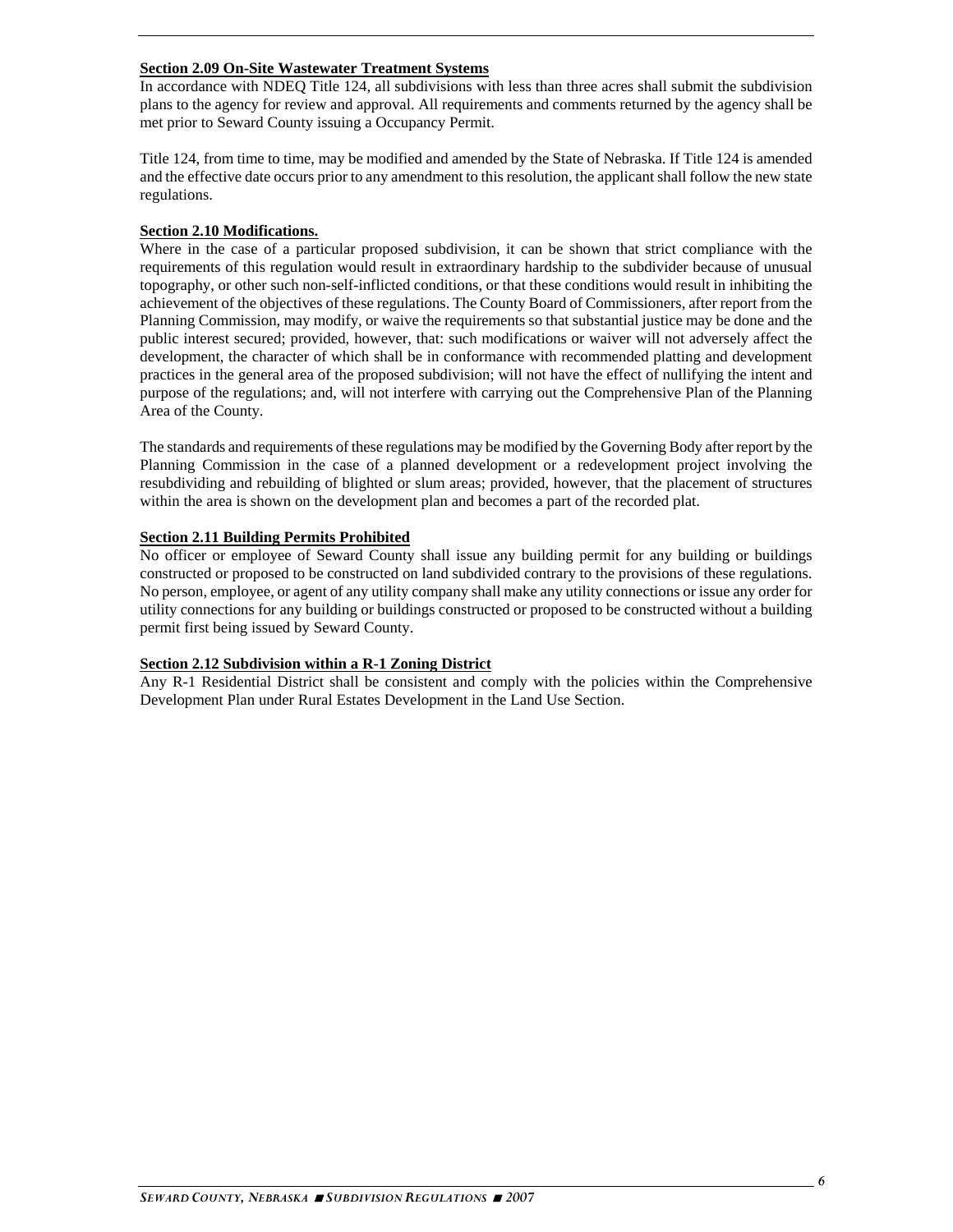**Section 2.09 On-Site Wastewater Treatment Systems**

In accordance with NDEQ Title 124, all subdivisions with less than three acres shall submit the subdivision plans to the agency for review and approval. All requirements and comments returned by the agency shall be met prior to Seward County issuing a Occupancy Permit.

Title 124, from time to time, may be modified and amended by the State of Nebraska. If Title 124 is amended and the effective date occurs prior to any amendment to this resolution, the applicant shall follow the new state regulations.

**Section 2.10 Modifications.**

Where in the case of a particular proposed subdivision, it can be shown that strict compliance with the requirements of this regulation would result in extraordinary hardship to the subdivider because of unusual topography, or other such non-self-inflicted conditions, or that these conditions would result in inhibiting the achievement of the objectives of these regulations. The County Board of Commissioners, after report from the Planning Commission, may modify, or waive the requirements so that substantial justice may be done and the public interest secured; provided, however, that: such modifications or waiver will not adversely affect the development, the character of which shall be in conformance with recommended platting and development practices in the general area of the proposed subdivision; will not have the effect of nullifying the intent and purpose of the regulations; and, will not interfere with carrying out the Comprehensive Plan of the Planning Area of the County.

The standards and requirements of these regulations may be modified by the Governing Body after report by the Planning Commission in the case of a planned development or a redevelopment project involving the resubdividing and rebuilding of blighted or slum areas; provided, however, that the placement of structures within the area is shown on the development plan and becomes a part of the recorded plat.

**Section 2.11 Building Permits Prohibited**

No officer or employee of Seward County shall issue any building permit for any building or buildings constructed or proposed to be constructed on land subdivided contrary to the provisions of these regulations. No person, employee, or agent of any utility company shall make any utility connections or issue any order for utility connections for any building or buildings constructed or proposed to be constructed without a building permit first being issued by Seward County.

**Section 2.12 Subdivision within a R-1 Zoning District**

Any R-1 Residential District shall be consistent and comply with the policies within the Comprehensive Development Plan under Rural Estates Development in the Land Use Section.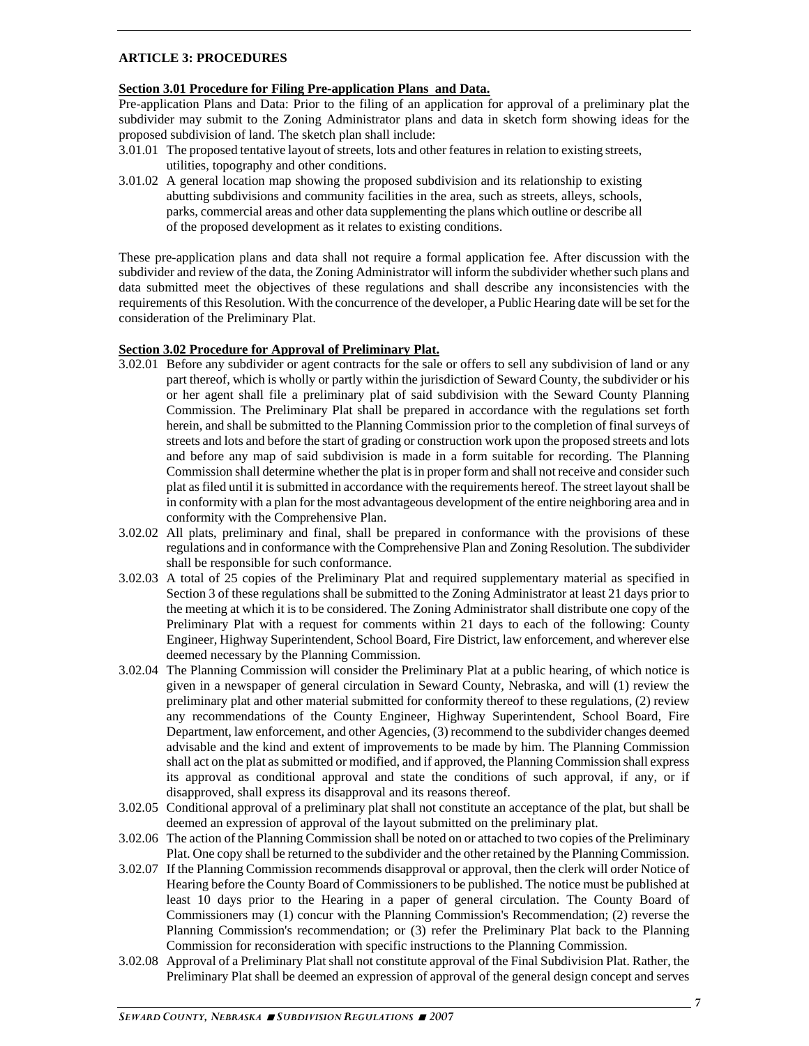## ARTICLE 3: PROCEDURES

**Section 3.01 Procedure for Filing Pre-application Plans and Data.**

Pre-application Plans and Data: Prior to the filing of an application for approval of a preliminary plat the subdivider may submit to the Zoning Administrator plans and data in sketch form showing ideas for the proposed subdivision of land. The sketch plan shall include:

3.01.01 The proposed tentative layout of streets, lots and other features in relation to existing streets, utilities, topography and other conditions.

3.01.02 A general location map showing the proposed subdivision and its relationship to existing abutting subdivisions and community facilities in the area, such as streets, alleys, schools, parks, commercial areas and other data supplementing the plans which outline or describe all of the proposed development as it relates to existing conditions.

These pre-application plans and data shall not require a formal application fee. After discussion with the subdivider and review of the data, the Zoning Administrator will inform the subdivider whether such plans and data submitted meet the objectives of these regulations and shall describe any inconsistencies with the requirements of this Resolution. With the concurrence of the developer, a Public Hearing date will be set for the consideration of the Preliminary Plat.

**Section 3.02 Procedure for Approval of Preliminary Plat.**

3.02.01 Before any subdivider or agent contracts for the sale or offers to sell any subdivision of land or any part thereof, which is wholly or partly within the jurisdiction of Seward County, the subdivider or his or her agent shall file a preliminary plat of said subdivision with the Seward County Planning Commission. The Preliminary Plat shall be prepared in accordance with the regulations set forth herein, and shall be submitted to the Planning Commission prior to the completion of final surveys of streets and lots and before the start of grading or construction work upon the proposed streets and lots and before any map of said subdivision is made in a form suitable for recording. The Planning Commission shall determine whether the plat is in proper form and shall not receive and consider such plat as filed until it is submitted in accordance with the requirements hereof. The street layout shall be in conformity with a plan for the most advantageous development of the entire neighboring area and in conformity with the Comprehensive Plan.

3.02.02 All plats, preliminary and final, shall be prepared in conformance with the provisions of these regulations and in conformance with the Comprehensive Plan and Zoning Resolution. The subdivider shall be responsible for such conformance.

3.02.03 A total of 25 copies of the Preliminary Plat and required supplementary material as specified in Section 3 of these regulations shall be submitted to the Zoning Administrator at least 21 days prior to the meeting at which it is to be considered. The Zoning Administrator shall distribute one copy of the Preliminary Plat with a request for comments within 21 days to each of the following: County Engineer, Highway Superintendent, School Board, Fire District, law enforcement, and wherever else deemed necessary by the Planning Commission.

3.02.04 The Planning Commission will consider the Preliminary Plat at a public hearing, of which notice is given in a newspaper of general circulation in Seward County, Nebraska, and will (1) review the preliminary plat and other material submitted for conformity thereof to these regulations, (2) review any recommendations of the County Engineer, Highway Superintendent, School Board, Fire Department, law enforcement, and other Agencies, (3) recommend to the subdivider changes deemed advisable and the kind and extent of improvements to be made by him. The Planning Commission shall act on the plat as submitted or modified, and if approved, the Planning Commission shall express its approval as conditional approval and state the conditions of such approval, if any, or if disapproved, shall express its disapproval and its reasons thereof.

3.02.05 Conditional approval of a preliminary plat shall not constitute an acceptance of the plat, but shall be deemed an expression of approval of the layout submitted on the preliminary plat.

3.02.06 The action of the Planning Commission shall be noted on or attached to two copies of the Preliminary Plat. One copy shall be returned to the subdivider and the other retained by the Planning Commission.

3.02.07 If the Planning Commission recommends disapproval or approval, then the clerk will order Notice of Hearing before the County Board of Commissioners to be published. The notice must be published at least 10 days prior to the Hearing in a paper of general circulation. The County Board of Commissioners may (1) concur with the Planning Commission's Recommendation; (2) reverse the Planning Commission's recommendation; or (3) refer the Preliminary Plat back to the Planning Commission for reconsideration with specific instructions to the Planning Commission.

3.02.08 Approval of a Preliminary Plat shall not constitute approval of the Final Subdivision Plat. Rather, the Preliminary Plat shall be deemed an expression of approval of the general design concept and serves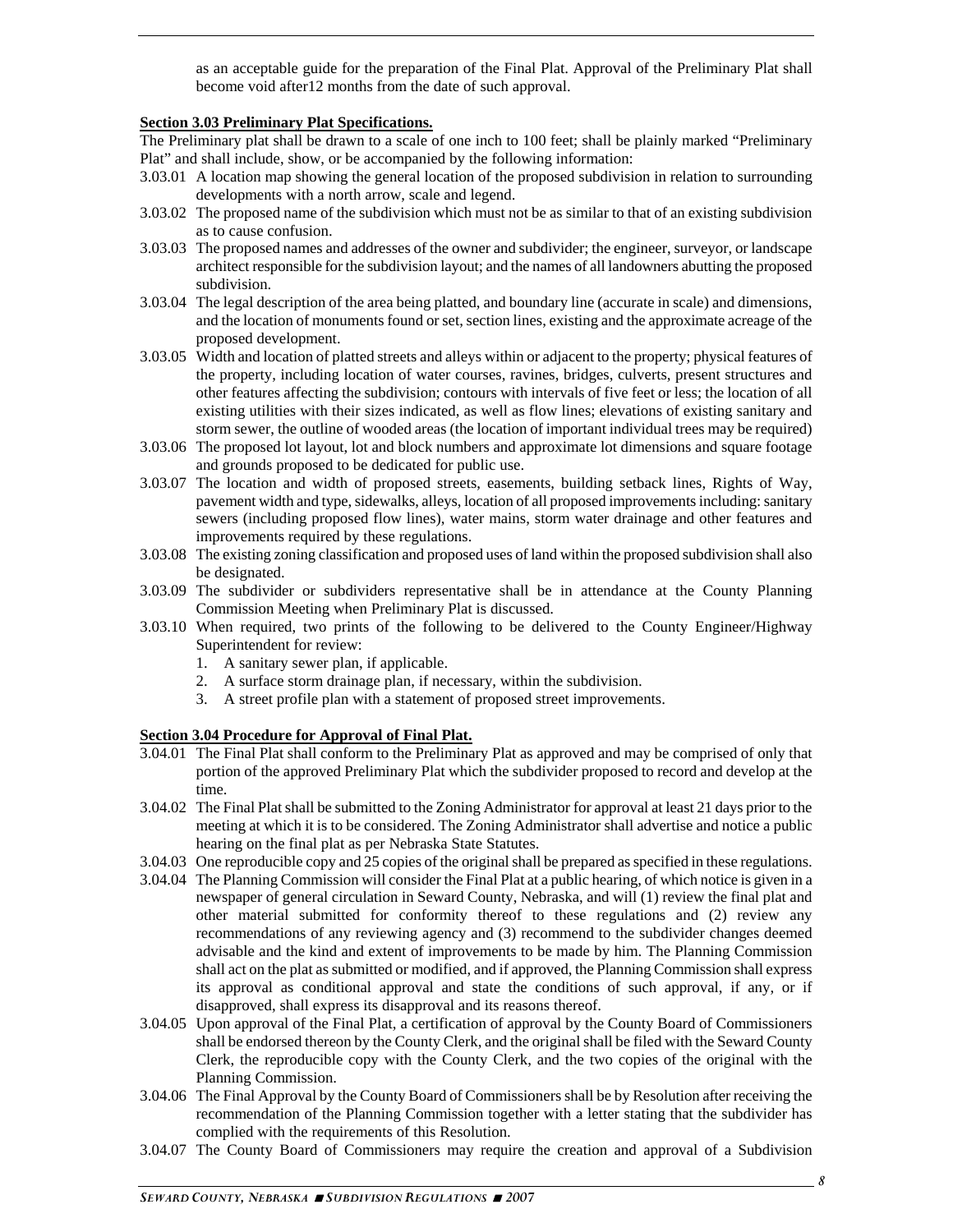as an acceptable guide for the preparation of the Final Plat. Approval of the Preliminary Plat shall become void after12 months from the date of such approval.

**Section 3.03 Preliminary Plat Specifications.**

The Preliminary plat shall be drawn to a scale of one inch to 100 feet; shall be plainly marked "Preliminary Plat" and shall include, show, or be accompanied by the following information:

3.03.01 A location map showing the general location of the proposed subdivision in relation to surrounding developments with a north arrow, scale and legend.

3.03.02 The proposed name of the subdivision which must not be as similar to that of an existing subdivision as to cause confusion.

3.03.03 The proposed names and addresses of the owner and subdivider; the engineer, surveyor, or landscape architect responsible for the subdivision layout; and the names of all landowners abutting the proposed subdivision.

3.03.04 The legal description of the area being platted, and boundary line (accurate in scale) and dimensions, and the location of monuments found or set, section lines, existing and the approximate acreage of the proposed development.

3.03.05 Width and location of platted streets and alleys within or adjacent to the property; physical features of the property, including location of water courses, ravines, bridges, culverts, present structures and other features affecting the subdivision; contours with intervals of five feet or less; the location of all existing utilities with their sizes indicated, as well as flow lines; elevations of existing sanitary and storm sewer, the outline of wooded areas (the location of important individual trees may be required)

3.03.06 The proposed lot layout, lot and block numbers and approximate lot dimensions and square footage and grounds proposed to be dedicated for public use.

3.03.07 The location and width of proposed streets, easements, building setback lines, Rights of Way, pavement width and type, sidewalks, alleys, location of all proposed improvements including: sanitary sewers (including proposed flow lines), water mains, storm water drainage and other features and improvements required by these regulations.

3.03.08 The existing zoning classification and proposed uses of land within the proposed subdivision shall also be designated.

3.03.09 The subdivider or subdividers representative shall be in attendance at the County Planning Commission Meeting when Preliminary Plat is discussed.

3.03.10 When required, two prints of the following to be delivered to the County Engineer/Highway Superintendent for review:

1. A sanitary sewer plan, if applicable.
2. A surface storm drainage plan, if necessary, within the subdivision.
3. A street profile plan with a statement of proposed street improvements.

**Section 3.04 Procedure for Approval of Final Plat.**

3.04.01 The Final Plat shall conform to the Preliminary Plat as approved and may be comprised of only that portion of the approved Preliminary Plat which the subdivider proposed to record and develop at the time.

3.04.02 The Final Plat shall be submitted to the Zoning Administrator for approval at least 21 days prior to the meeting at which it is to be considered. The Zoning Administrator shall advertise and notice a public hearing on the final plat as per Nebraska State Statutes.

3.04.03 One reproducible copy and 25 copies of the original shall be prepared as specified in these regulations.

3.04.04 The Planning Commission will consider the Final Plat at a public hearing, of which notice is given in a newspaper of general circulation in Seward County, Nebraska, and will (1) review the final plat and other material submitted for conformity thereof to these regulations and (2) review any recommendations of any reviewing agency and (3) recommend to the subdivider changes deemed advisable and the kind and extent of improvements to be made by him. The Planning Commission shall act on the plat as submitted or modified, and if approved, the Planning Commission shall express its approval as conditional approval and state the conditions of such approval, if any, or if disapproved, shall express its disapproval and its reasons thereof.

3.04.05 Upon approval of the Final Plat, a certification of approval by the County Board of Commissioners shall be endorsed thereon by the County Clerk, and the original shall be filed with the Seward County Clerk, the reproducible copy with the County Clerk, and the two copies of the original with the Planning Commission.

3.04.06 The Final Approval by the County Board of Commissioners shall be by Resolution after receiving the recommendation of the Planning Commission together with a letter stating that the subdivider has complied with the requirements of this Resolution.

3.04.07 The County Board of Commissioners may require the creation and approval of a Subdivision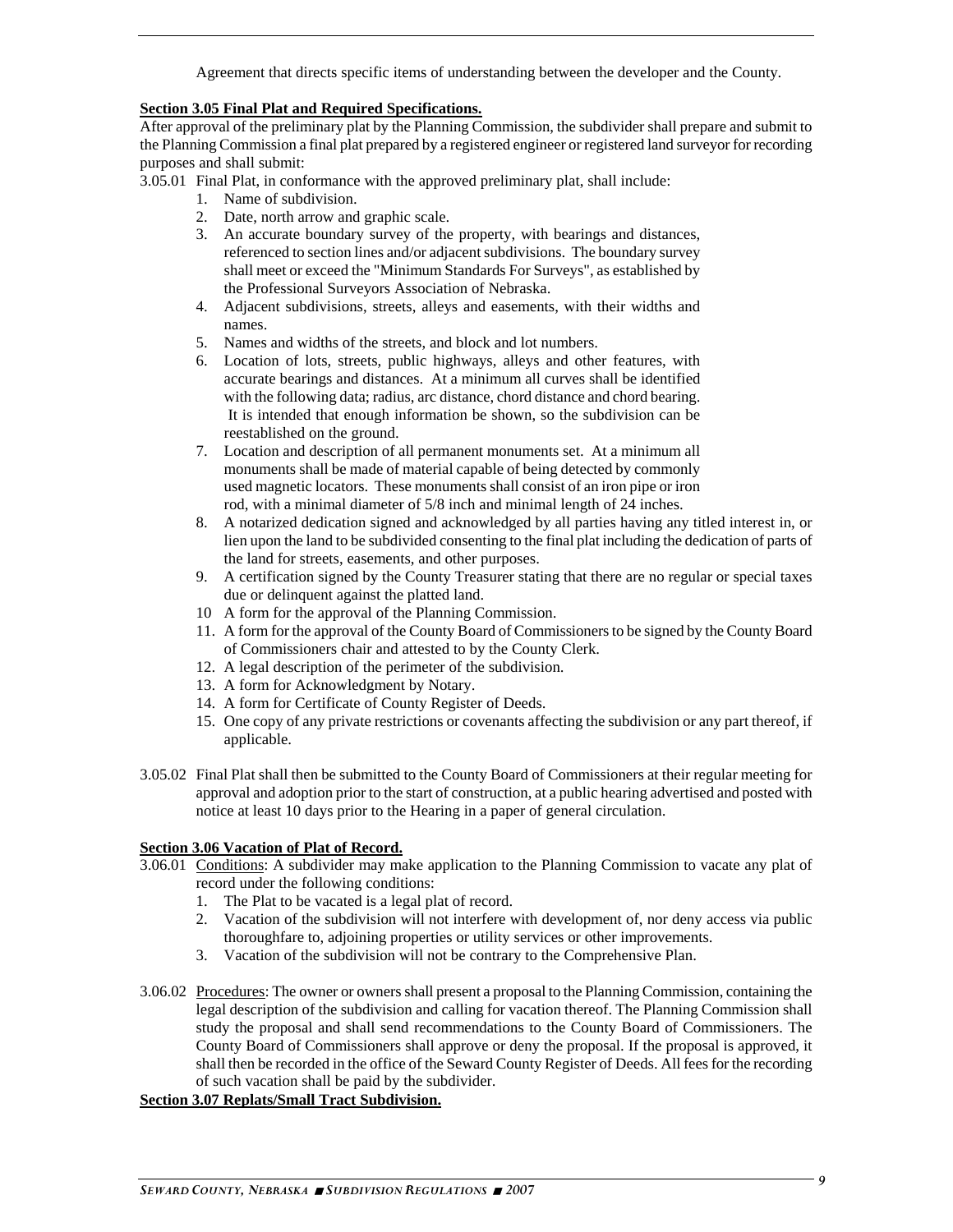Agreement that directs specific items of understanding between the developer and the County.

**Section 3.05 Final Plat and Required Specifications.**

After approval of the preliminary plat by the Planning Commission, the subdivider shall prepare and submit to the Planning Commission a final plat prepared by a registered engineer or registered land surveyor for recording purposes and shall submit:

3.05.01 Final Plat, in conformance with the approved preliminary plat, shall include:

1. Name of subdivision.
2. Date, north arrow and graphic scale.
3. An accurate boundary survey of the property, with bearings and distances, referenced to section lines and/or adjacent subdivisions. The boundary survey shall meet or exceed the "Minimum Standards For Surveys", as established by the Professional Surveyors Association of Nebraska.
4. Adjacent subdivisions, streets, alleys and easements, with their widths and names.
5. Names and widths of the streets, and block and lot numbers.
6. Location of lots, streets, public highways, alleys and other features, with accurate bearings and distances. At a minimum all curves shall be identified with the following data; radius, arc distance, chord distance and chord bearing. It is intended that enough information be shown, so the subdivision can be reestablished on the ground.
7. Location and description of all permanent monuments set. At a minimum all monuments shall be made of material capable of being detected by commonly used magnetic locators. These monuments shall consist of an iron pipe or iron rod, with a minimal diameter of 5/8 inch and minimal length of 24 inches.
8. A notarized dedication signed and acknowledged by all parties having any titled interest in, or lien upon the land to be subdivided consenting to the final plat including the dedication of parts of the land for streets, easements, and other purposes.
9. A certification signed by the County Treasurer stating that there are no regular or special taxes due or delinquent against the platted land.
10. A form for the approval of the Planning Commission.
11. A form for the approval of the County Board of Commissioners to be signed by the County Board of Commissioners chair and attested to by the County Clerk.
12. A legal description of the perimeter of the subdivision.
13. A form for Acknowledgment by Notary.
14. A form for Certificate of County Register of Deeds.
15. One copy of any private restrictions or covenants affecting the subdivision or any part thereof, if applicable.

3.05.02 Final Plat shall then be submitted to the County Board of Commissioners at their regular meeting for approval and adoption prior to the start of construction, at a public hearing advertised and posted with notice at least 10 days prior to the Hearing in a paper of general circulation.

**Section 3.06 Vacation of Plat of Record.**

3.06.01 Conditions: A subdivider may make application to the Planning Commission to vacate any plat of record under the following conditions:

1. The Plat to be vacated is a legal plat of record.
2. Vacation of the subdivision will not interfere with development of, nor deny access via public thoroughfare to, adjoining properties or utility services or other improvements.
3. Vacation of the subdivision will not be contrary to the Comprehensive Plan.

3.06.02 Procedures: The owner or owners shall present a proposal to the Planning Commission, containing the legal description of the subdivision and calling for vacation thereof. The Planning Commission shall study the proposal and shall send recommendations to the County Board of Commissioners. The County Board of Commissioners shall approve or deny the proposal. If the proposal is approved, it shall then be recorded in the office of the Seward County Register of Deeds. All fees for the recording of such vacation shall be paid by the subdivider.

**Section 3.07 Replats/Small Tract Subdivision.**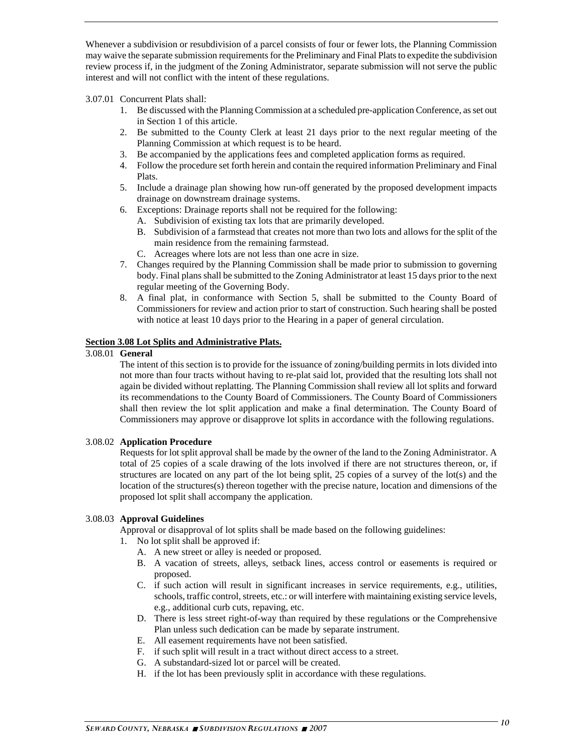Whenever a subdivision or resubdivision of a parcel consists of four or fewer lots, the Planning Commission may waive the separate submission requirements for the Preliminary and Final Plats to expedite the subdivision review process if, in the judgment of the Zoning Administrator, separate submission will not serve the public interest and will not conflict with the intent of these regulations.

3.07.01 Concurrent Plats shall:

1. Be discussed with the Planning Commission at a scheduled pre-application Conference, as set out in Section 1 of this article.
2. Be submitted to the County Clerk at least 21 days prior to the next regular meeting of the Planning Commission at which request is to be heard.
3. Be accompanied by the applications fees and completed application forms as required.
4. Follow the procedure set forth herein and contain the required information Preliminary and Final Plats.
5. Include a drainage plan showing how run-off generated by the proposed development impacts drainage on downstream drainage systems.
6. Exceptions: Drainage reports shall not be required for the following:
   A. Subdivision of existing tax lots that are primarily developed.
   B. Subdivision of a farmstead that creates not more than two lots and allows for the split of the main residence from the remaining farmstead.
   C. Acreages where lots are not less than one acre in size.
7. Changes required by the Planning Commission shall be made prior to submission to governing body. Final plans shall be submitted to the Zoning Administrator at least 15 days prior to the next regular meeting of the Governing Body.
8. A final plat, in conformance with Section 5, shall be submitted to the County Board of Commissioners for review and action prior to start of construction. Such hearing shall be posted with notice at least 10 days prior to the Hearing in a paper of general circulation.

## Section 3.08 Lot Splits and Administrative Plats.

3.08.01 **General**

The intent of this section is to provide for the issuance of zoning/building permits in lots divided into not more than four tracts without having to re-plat said lot, provided that the resulting lots shall not again be divided without replatting. The Planning Commission shall review all lot splits and forward its recommendations to the County Board of Commissioners. The County Board of Commissioners shall then review the lot split application and make a final determination. The County Board of Commissioners may approve or disapprove lot splits in accordance with the following regulations.

3.08.02 **Application Procedure**

Requests for lot split approval shall be made by the owner of the land to the Zoning Administrator. A total of 25 copies of a scale drawing of the lots involved if there are not structures thereon, or, if structures are located on any part of the lot being split, 25 copies of a survey of the lot(s) and the location of the structures(s) thereon together with the precise nature, location and dimensions of the proposed lot split shall accompany the application.

3.08.03 **Approval Guidelines**

Approval or disapproval of lot splits shall be made based on the following guidelines:

1. No lot split shall be approved if:
   A. A new street or alley is needed or proposed.
   B. A vacation of streets, alleys, setback lines, access control or easements is required or proposed.
   C. if such action will result in significant increases in service requirements, e.g., utilities, schools, traffic control, streets, etc.: or will interfere with maintaining existing service levels, e.g., additional curb cuts, repaving, etc.
   D. There is less street right-of-way than required by these regulations or the Comprehensive Plan unless such dedication can be made by separate instrument.
   E. All easement requirements have not been satisfied.
   F. if such split will result in a tract without direct access to a street.
   G. A substandard-sized lot or parcel will be created.
   H. if the lot has been previously split in accordance with these regulations.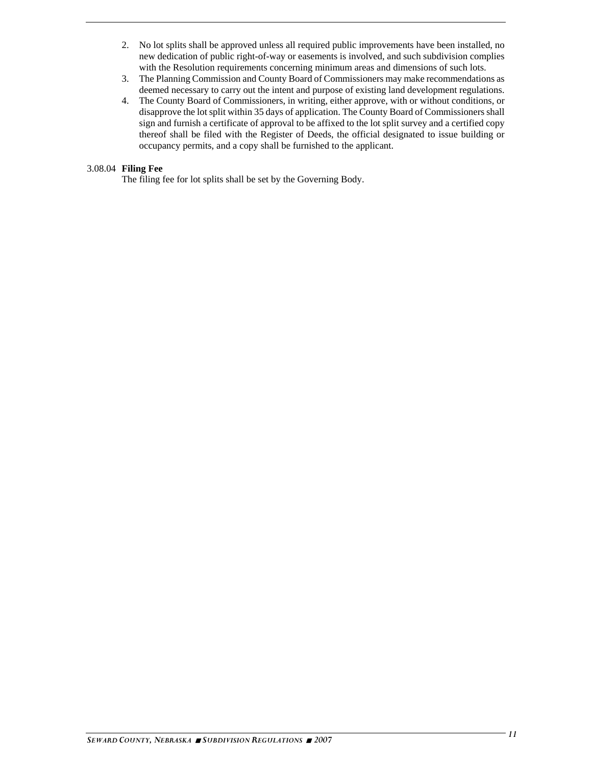2. No lot splits shall be approved unless all required public improvements have been installed, no new dedication of public right-of-way or easements is involved, and such subdivision complies with the Resolution requirements concerning minimum areas and dimensions of such lots.
3. The Planning Commission and County Board of Commissioners may make recommendations as deemed necessary to carry out the intent and purpose of existing land development regulations.
4. The County Board of Commissioners, in writing, either approve, with or without conditions, or disapprove the lot split within 35 days of application. The County Board of Commissioners shall sign and furnish a certificate of approval to be affixed to the lot split survey and a certified copy thereof shall be filed with the Register of Deeds, the official designated to issue building or occupancy permits, and a copy shall be furnished to the applicant.

3.08.04 **Filing Fee**

The filing fee for lot splits shall be set by the Governing Body.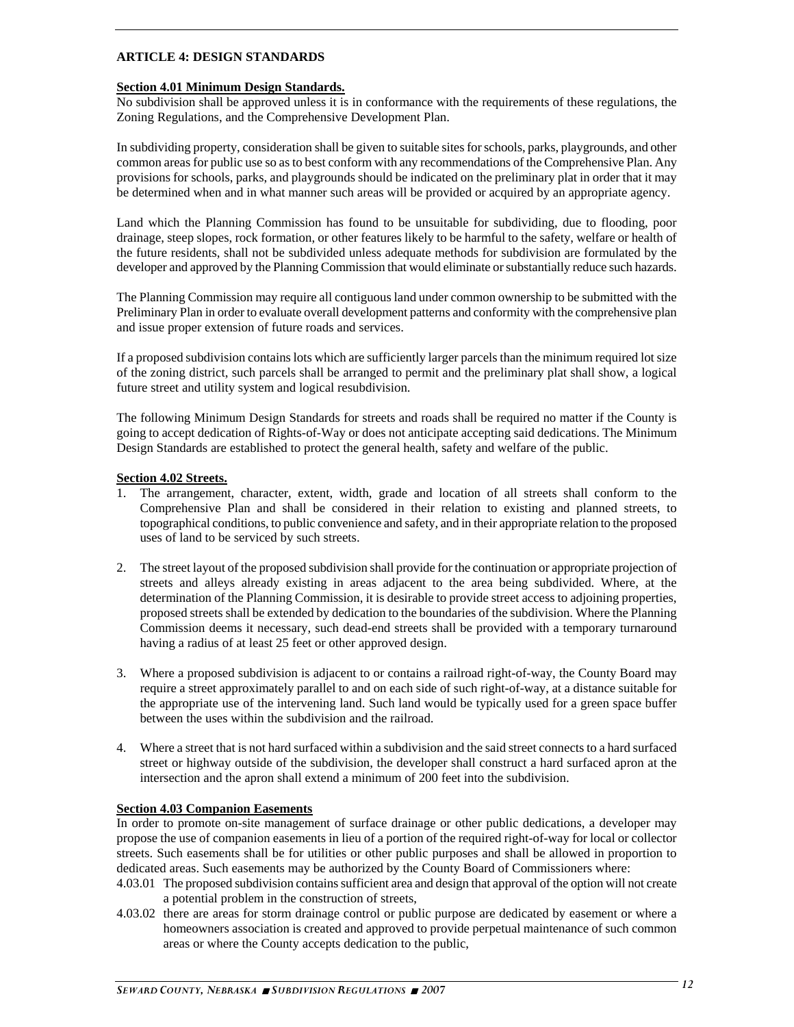## ARTICLE 4: DESIGN STANDARDS

### Section 4.01 Minimum Design Standards.

No subdivision shall be approved unless it is in conformance with the requirements of these regulations, the Zoning Regulations, and the Comprehensive Development Plan.

In subdividing property, consideration shall be given to suitable sites for schools, parks, playgrounds, and other common areas for public use so as to best conform with any recommendations of the Comprehensive Plan. Any provisions for schools, parks, and playgrounds should be indicated on the preliminary plat in order that it may be determined when and in what manner such areas will be provided or acquired by an appropriate agency.

Land which the Planning Commission has found to be unsuitable for subdividing, due to flooding, poor drainage, steep slopes, rock formation, or other features likely to be harmful to the safety, welfare or health of the future residents, shall not be subdivided unless adequate methods for subdivision are formulated by the developer and approved by the Planning Commission that would eliminate or substantially reduce such hazards.

The Planning Commission may require all contiguous land under common ownership to be submitted with the Preliminary Plan in order to evaluate overall development patterns and conformity with the comprehensive plan and issue proper extension of future roads and services.

If a proposed subdivision contains lots which are sufficiently larger parcels than the minimum required lot size of the zoning district, such parcels shall be arranged to permit and the preliminary plat shall show, a logical future street and utility system and logical resubdivision.

The following Minimum Design Standards for streets and roads shall be required no matter if the County is going to accept dedication of Rights-of-Way or does not anticipate accepting said dedications. The Minimum Design Standards are established to protect the general health, safety and welfare of the public.

### Section 4.02 Streets.

1. The arrangement, character, extent, width, grade and location of all streets shall conform to the Comprehensive Plan and shall be considered in their relation to existing and planned streets, to topographical conditions, to public convenience and safety, and in their appropriate relation to the proposed uses of land to be serviced by such streets.

2. The street layout of the proposed subdivision shall provide for the continuation or appropriate projection of streets and alleys already existing in areas adjacent to the area being subdivided. Where, at the determination of the Planning Commission, it is desirable to provide street access to adjoining properties, proposed streets shall be extended by dedication to the boundaries of the subdivision. Where the Planning Commission deems it necessary, such dead-end streets shall be provided with a temporary turnaround having a radius of at least 25 feet or other approved design.

3. Where a proposed subdivision is adjacent to or contains a railroad right-of-way, the County Board may require a street approximately parallel to and on each side of such right-of-way, at a distance suitable for the appropriate use of the intervening land. Such land would be typically used for a green space buffer between the uses within the subdivision and the railroad.

4. Where a street that is not hard surfaced within a subdivision and the said street connects to a hard surfaced street or highway outside of the subdivision, the developer shall construct a hard surfaced apron at the intersection and the apron shall extend a minimum of 200 feet into the subdivision.

### Section 4.03 Companion Easements

In order to promote on-site management of surface drainage or other public dedications, a developer may propose the use of companion easements in lieu of a portion of the required right-of-way for local or collector streets. Such easements shall be for utilities or other public purposes and shall be allowed in proportion to dedicated areas. Such easements may be authorized by the County Board of Commissioners where:

4.03.01 The proposed subdivision contains sufficient area and design that approval of the option will not create a potential problem in the construction of streets,

4.03.02 there are areas for storm drainage control or public purpose are dedicated by easement or where a homeowners association is created and approved to provide perpetual maintenance of such common areas or where the County accepts dedication to the public,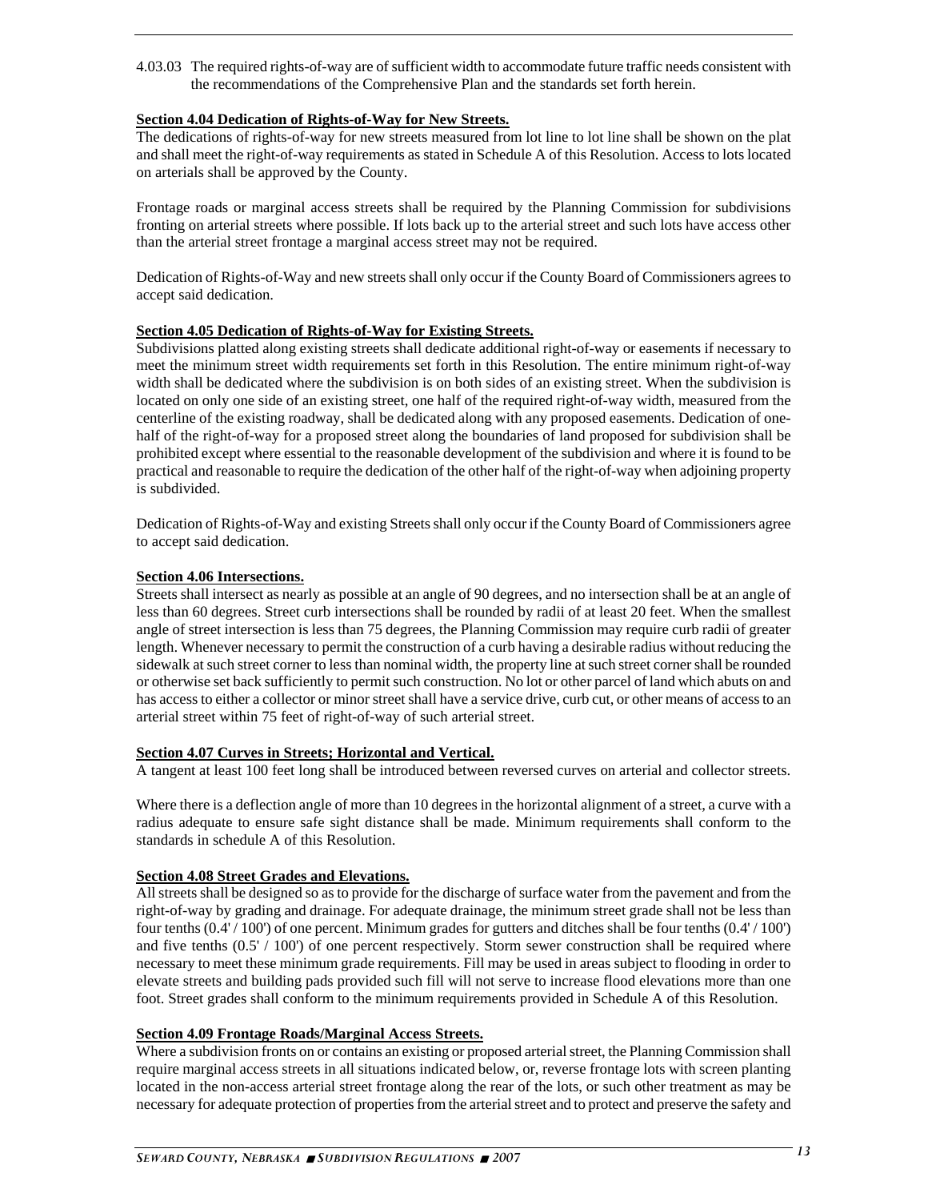4.03.03 The required rights-of-way are of sufficient width to accommodate future traffic needs consistent with the recommendations of the Comprehensive Plan and the standards set forth herein.

**Section 4.04 Dedication of Rights-of-Way for New Streets.**

The dedications of rights-of-way for new streets measured from lot line to lot line shall be shown on the plat and shall meet the right-of-way requirements as stated in Schedule A of this Resolution. Access to lots located on arterials shall be approved by the County.

Frontage roads or marginal access streets shall be required by the Planning Commission for subdivisions fronting on arterial streets where possible. If lots back up to the arterial street and such lots have access other than the arterial street frontage a marginal access street may not be required.

Dedication of Rights-of-Way and new streets shall only occur if the County Board of Commissioners agrees to accept said dedication.

**Section 4.05 Dedication of Rights-of-Way for Existing Streets.**

Subdivisions platted along existing streets shall dedicate additional right-of-way or easements if necessary to meet the minimum street width requirements set forth in this Resolution. The entire minimum right-of-way width shall be dedicated where the subdivision is on both sides of an existing street. When the subdivision is located on only one side of an existing street, one half of the required right-of-way width, measured from the centerline of the existing roadway, shall be dedicated along with any proposed easements. Dedication of one-half of the right-of-way for a proposed street along the boundaries of land proposed for subdivision shall be prohibited except where essential to the reasonable development of the subdivision and where it is found to be practical and reasonable to require the dedication of the other half of the right-of-way when adjoining property is subdivided.

Dedication of Rights-of-Way and existing Streets shall only occur if the County Board of Commissioners agree to accept said dedication.

**Section 4.06 Intersections.**

Streets shall intersect as nearly as possible at an angle of 90 degrees, and no intersection shall be at an angle of less than 60 degrees. Street curb intersections shall be rounded by radii of at least 20 feet. When the smallest angle of street intersection is less than 75 degrees, the Planning Commission may require curb radii of greater length. Whenever necessary to permit the construction of a curb having a desirable radius without reducing the sidewalk at such street corner to less than nominal width, the property line at such street corner shall be rounded or otherwise set back sufficiently to permit such construction. No lot or other parcel of land which abuts on and has access to either a collector or minor street shall have a service drive, curb cut, or other means of access to an arterial street within 75 feet of right-of-way of such arterial street.

**Section 4.07 Curves in Streets; Horizontal and Vertical.**

A tangent at least 100 feet long shall be introduced between reversed curves on arterial and collector streets.

Where there is a deflection angle of more than 10 degrees in the horizontal alignment of a street, a curve with a radius adequate to ensure safe sight distance shall be made. Minimum requirements shall conform to the standards in schedule A of this Resolution.

**Section 4.08 Street Grades and Elevations.**

All streets shall be designed so as to provide for the discharge of surface water from the pavement and from the right-of-way by grading and drainage. For adequate drainage, the minimum street grade shall not be less than four tenths (0.4' / 100') of one percent. Minimum grades for gutters and ditches shall be four tenths (0.4' / 100') and five tenths (0.5' / 100') of one percent respectively. Storm sewer construction shall be required where necessary to meet these minimum grade requirements. Fill may be used in areas subject to flooding in order to elevate streets and building pads provided such fill will not serve to increase flood elevations more than one foot. Street grades shall conform to the minimum requirements provided in Schedule A of this Resolution.

**Section 4.09 Frontage Roads/Marginal Access Streets.**

Where a subdivision fronts on or contains an existing or proposed arterial street, the Planning Commission shall require marginal access streets in all situations indicated below, or, reverse frontage lots with screen planting located in the non-access arterial street frontage along the rear of the lots, or such other treatment as may be necessary for adequate protection of properties from the arterial street and to protect and preserve the safety and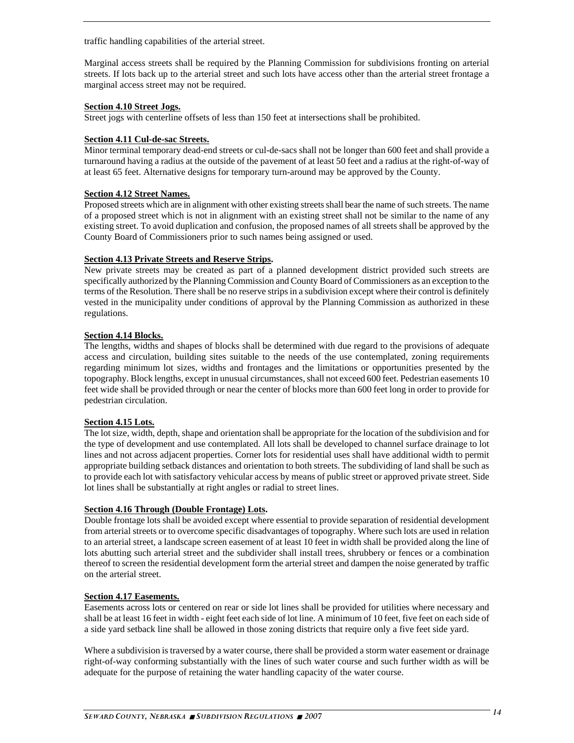traffic handling capabilities of the arterial street.

Marginal access streets shall be required by the Planning Commission for subdivisions fronting on arterial streets. If lots back up to the arterial street and such lots have access other than the arterial street frontage a marginal access street may not be required.

**Section 4.10 Street Jogs.**
Street jogs with centerline offsets of less than 150 feet at intersections shall be prohibited.

**Section 4.11 Cul-de-sac Streets.**
Minor terminal temporary dead-end streets or cul-de-sacs shall not be longer than 600 feet and shall provide a turnaround having a radius at the outside of the pavement of at least 50 feet and a radius at the right-of-way of at least 65 feet. Alternative designs for temporary turn-around may be approved by the County.

**Section 4.12 Street Names.**
Proposed streets which are in alignment with other existing streets shall bear the name of such streets. The name of a proposed street which is not in alignment with an existing street shall not be similar to the name of any existing street. To avoid duplication and confusion, the proposed names of all streets shall be approved by the County Board of Commissioners prior to such names being assigned or used.

**Section 4.13 Private Streets and Reserve Strips.**
New private streets may be created as part of a planned development district provided such streets are specifically authorized by the Planning Commission and County Board of Commissioners as an exception to the terms of the Resolution. There shall be no reserve strips in a subdivision except where their control is definitely vested in the municipality under conditions of approval by the Planning Commission as authorized in these regulations.

**Section 4.14 Blocks.**
The lengths, widths and shapes of blocks shall be determined with due regard to the provisions of adequate access and circulation, building sites suitable to the needs of the use contemplated, zoning requirements regarding minimum lot sizes, widths and frontages and the limitations or opportunities presented by the topography. Block lengths, except in unusual circumstances, shall not exceed 600 feet. Pedestrian easements 10 feet wide shall be provided through or near the center of blocks more than 600 feet long in order to provide for pedestrian circulation.

**Section 4.15 Lots.**
The lot size, width, depth, shape and orientation shall be appropriate for the location of the subdivision and for the type of development and use contemplated. All lots shall be developed to channel surface drainage to lot lines and not across adjacent properties. Corner lots for residential uses shall have additional width to permit appropriate building setback distances and orientation to both streets. The subdividing of land shall be such as to provide each lot with satisfactory vehicular access by means of public street or approved private street. Side lot lines shall be substantially at right angles or radial to street lines.

**Section 4.16 Through (Double Frontage) Lots.**
Double frontage lots shall be avoided except where essential to provide separation of residential development from arterial streets or to overcome specific disadvantages of topography. Where such lots are used in relation to an arterial street, a landscape screen easement of at least 10 feet in width shall be provided along the line of lots abutting such arterial street and the subdivider shall install trees, shrubbery or fences or a combination thereof to screen the residential development form the arterial street and dampen the noise generated by traffic on the arterial street.

**Section 4.17 Easements.**
Easements across lots or centered on rear or side lot lines shall be provided for utilities where necessary and shall be at least 16 feet in width - eight feet each side of lot line. A minimum of 10 feet, five feet on each side of a side yard setback line shall be allowed in those zoning districts that require only a five feet side yard.

Where a subdivision is traversed by a water course, there shall be provided a storm water easement or drainage right-of-way conforming substantially with the lines of such water course and such further width as will be adequate for the purpose of retaining the water handling capacity of the water course.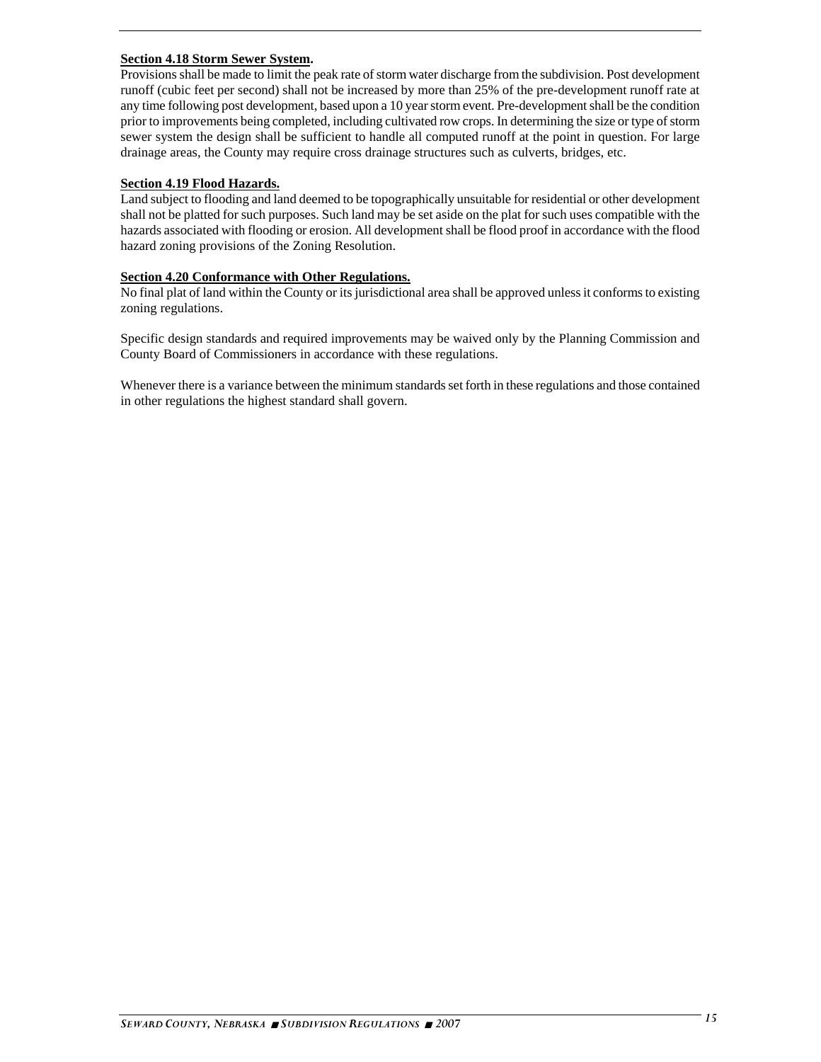**Section 4.18 Storm Sewer System.**

Provisions shall be made to limit the peak rate of storm water discharge from the subdivision. Post development runoff (cubic feet per second) shall not be increased by more than 25% of the pre-development runoff rate at any time following post development, based upon a 10 year storm event. Pre-development shall be the condition prior to improvements being completed, including cultivated row crops. In determining the size or type of storm sewer system the design shall be sufficient to handle all computed runoff at the point in question. For large drainage areas, the County may require cross drainage structures such as culverts, bridges, etc.

**Section 4.19 Flood Hazards.**

Land subject to flooding and land deemed to be topographically unsuitable for residential or other development shall not be platted for such purposes. Such land may be set aside on the plat for such uses compatible with the hazards associated with flooding or erosion. All development shall be flood proof in accordance with the flood hazard zoning provisions of the Zoning Resolution.

**Section 4.20 Conformance with Other Regulations.**

No final plat of land within the County or its jurisdictional area shall be approved unless it conforms to existing zoning regulations.

Specific design standards and required improvements may be waived only by the Planning Commission and County Board of Commissioners in accordance with these regulations.

Whenever there is a variance between the minimum standards set forth in these regulations and those contained in other regulations the highest standard shall govern.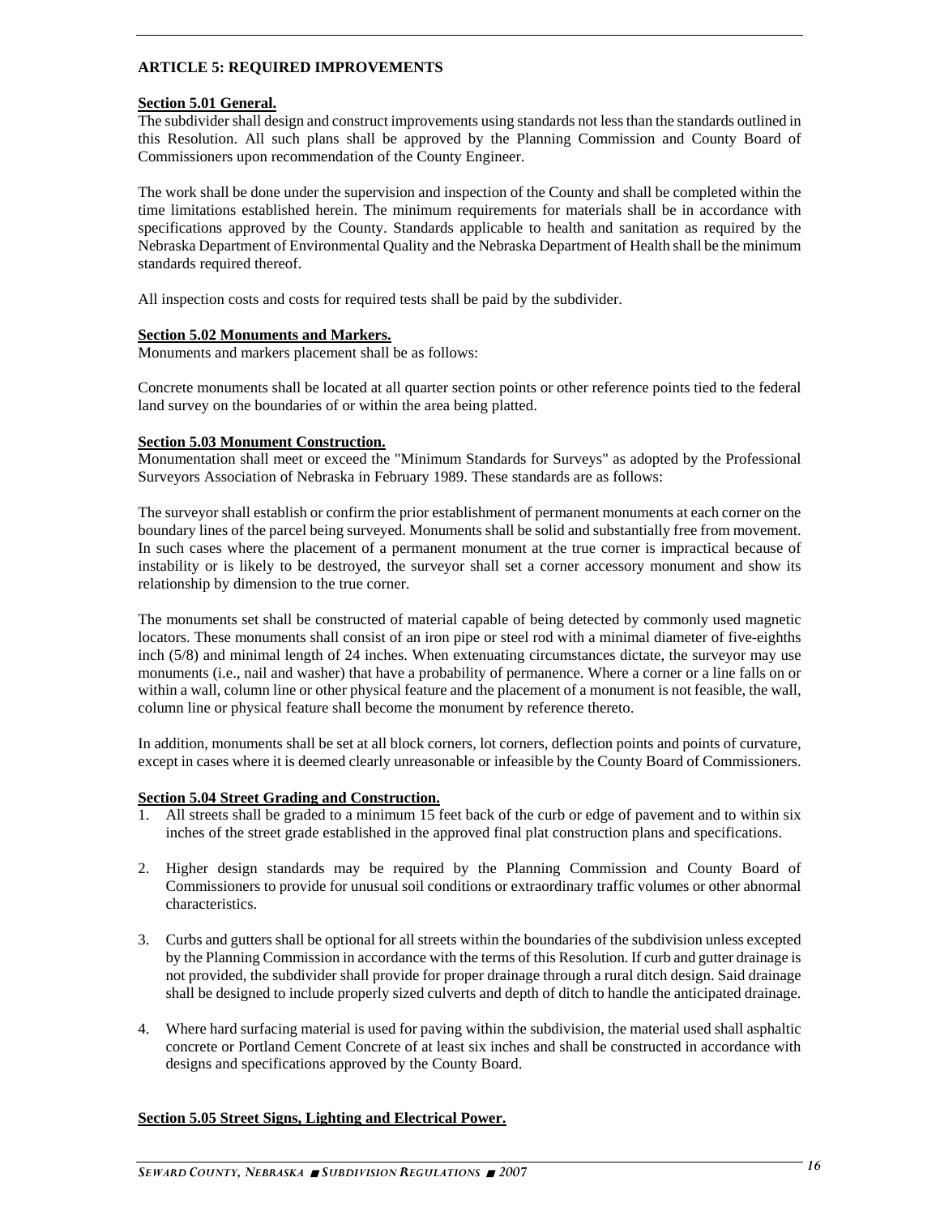## ARTICLE 5: REQUIRED IMPROVEMENTS

**Section 5.01 General.**

The subdivider shall design and construct improvements using standards not less than the standards outlined in this Resolution. All such plans shall be approved by the Planning Commission and County Board of Commissioners upon recommendation of the County Engineer.

The work shall be done under the supervision and inspection of the County and shall be completed within the time limitations established herein. The minimum requirements for materials shall be in accordance with specifications approved by the County. Standards applicable to health and sanitation as required by the Nebraska Department of Environmental Quality and the Nebraska Department of Health shall be the minimum standards required thereof.

All inspection costs and costs for required tests shall be paid by the subdivider.

**Section 5.02 Monuments and Markers.**

Monuments and markers placement shall be as follows:

Concrete monuments shall be located at all quarter section points or other reference points tied to the federal land survey on the boundaries of or within the area being platted.

**Section 5.03 Monument Construction.**

Monumentation shall meet or exceed the "Minimum Standards for Surveys" as adopted by the Professional Surveyors Association of Nebraska in February 1989. These standards are as follows:

The surveyor shall establish or confirm the prior establishment of permanent monuments at each corner on the boundary lines of the parcel being surveyed. Monuments shall be solid and substantially free from movement. In such cases where the placement of a permanent monument at the true corner is impractical because of instability or is likely to be destroyed, the surveyor shall set a corner accessory monument and show its relationship by dimension to the true corner.

The monuments set shall be constructed of material capable of being detected by commonly used magnetic locators. These monuments shall consist of an iron pipe or steel rod with a minimal diameter of five-eighths inch (5/8) and minimal length of 24 inches. When extenuating circumstances dictate, the surveyor may use monuments (i.e., nail and washer) that have a probability of permanence. Where a corner or a line falls on or within a wall, column line or other physical feature and the placement of a monument is not feasible, the wall, column line or physical feature shall become the monument by reference thereto.

In addition, monuments shall be set at all block corners, lot corners, deflection points and points of curvature, except in cases where it is deemed clearly unreasonable or infeasible by the County Board of Commissioners.

**Section 5.04 Street Grading and Construction.**

1. All streets shall be graded to a minimum 15 feet back of the curb or edge of pavement and to within six inches of the street grade established in the approved final plat construction plans and specifications.

2. Higher design standards may be required by the Planning Commission and County Board of Commissioners to provide for unusual soil conditions or extraordinary traffic volumes or other abnormal characteristics.

3. Curbs and gutters shall be optional for all streets within the boundaries of the subdivision unless excepted by the Planning Commission in accordance with the terms of this Resolution. If curb and gutter drainage is not provided, the subdivider shall provide for proper drainage through a rural ditch design. Said drainage shall be designed to include properly sized culverts and depth of ditch to handle the anticipated drainage.

4. Where hard surfacing material is used for paving within the subdivision, the material used shall asphaltic concrete or Portland Cement Concrete of at least six inches and shall be constructed in accordance with designs and specifications approved by the County Board.

**Section 5.05 Street Signs, Lighting and Electrical Power.**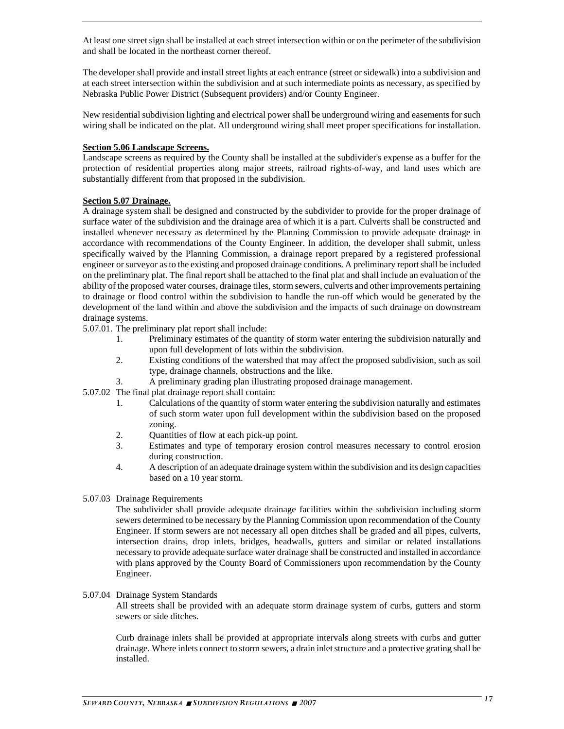At least one street sign shall be installed at each street intersection within or on the perimeter of the subdivision and shall be located in the northeast corner thereof.

The developer shall provide and install street lights at each entrance (street or sidewalk) into a subdivision and at each street intersection within the subdivision and at such intermediate points as necessary, as specified by Nebraska Public Power District (Subsequent providers) and/or County Engineer.

New residential subdivision lighting and electrical power shall be underground wiring and easements for such wiring shall be indicated on the plat. All underground wiring shall meet proper specifications for installation.

**Section 5.06 Landscape Screens.**

Landscape screens as required by the County shall be installed at the subdivider's expense as a buffer for the protection of residential properties along major streets, railroad rights-of-way, and land uses which are substantially different from that proposed in the subdivision.

**Section 5.07 Drainage.**

A drainage system shall be designed and constructed by the subdivider to provide for the proper drainage of surface water of the subdivision and the drainage area of which it is a part. Culverts shall be constructed and installed whenever necessary as determined by the Planning Commission to provide adequate drainage in accordance with recommendations of the County Engineer. In addition, the developer shall submit, unless specifically waived by the Planning Commission, a drainage report prepared by a registered professional engineer or surveyor as to the existing and proposed drainage conditions. A preliminary report shall be included on the preliminary plat. The final report shall be attached to the final plat and shall include an evaluation of the ability of the proposed water courses, drainage tiles, storm sewers, culverts and other improvements pertaining to drainage or flood control within the subdivision to handle the run-off which would be generated by the development of the land within and above the subdivision and the impacts of such drainage on downstream drainage systems.

5.07.01. The preliminary plat report shall include:

1. Preliminary estimates of the quantity of storm water entering the subdivision naturally and upon full development of lots within the subdivision.
2. Existing conditions of the watershed that may affect the proposed subdivision, such as soil type, drainage channels, obstructions and the like.
3. A preliminary grading plan illustrating proposed drainage management.

5.07.02 The final plat drainage report shall contain:

1. Calculations of the quantity of storm water entering the subdivision naturally and estimates of such storm water upon full development within the subdivision based on the proposed zoning.
2. Quantities of flow at each pick-up point.
3. Estimates and type of temporary erosion control measures necessary to control erosion during construction.
4. A description of an adequate drainage system within the subdivision and its design capacities based on a 10 year storm.

5.07.03 Drainage Requirements

The subdivider shall provide adequate drainage facilities within the subdivision including storm sewers determined to be necessary by the Planning Commission upon recommendation of the County Engineer. If storm sewers are not necessary all open ditches shall be graded and all pipes, culverts, intersection drains, drop inlets, bridges, headwalls, gutters and similar or related installations necessary to provide adequate surface water drainage shall be constructed and installed in accordance with plans approved by the County Board of Commissioners upon recommendation by the County Engineer.

5.07.04 Drainage System Standards

All streets shall be provided with an adequate storm drainage system of curbs, gutters and storm sewers or side ditches.

Curb drainage inlets shall be provided at appropriate intervals along streets with curbs and gutter drainage. Where inlets connect to storm sewers, a drain inlet structure and a protective grating shall be installed.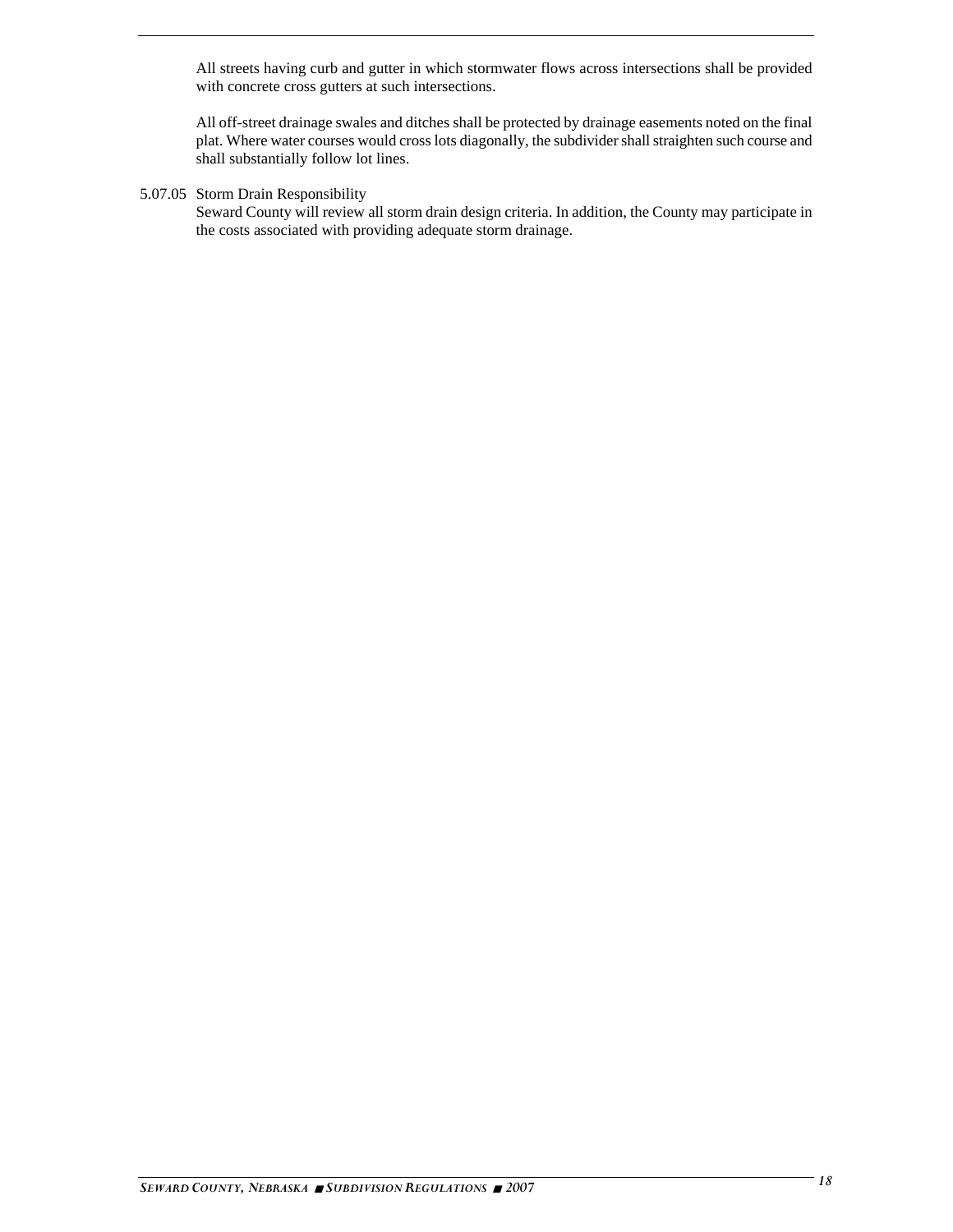All streets having curb and gutter in which stormwater flows across intersections shall be provided with concrete cross gutters at such intersections.

All off-street drainage swales and ditches shall be protected by drainage easements noted on the final plat. Where water courses would cross lots diagonally, the subdivider shall straighten such course and shall substantially follow lot lines.

5.07.05 Storm Drain Responsibility
Seward County will review all storm drain design criteria. In addition, the County may participate in the costs associated with providing adequate storm drainage.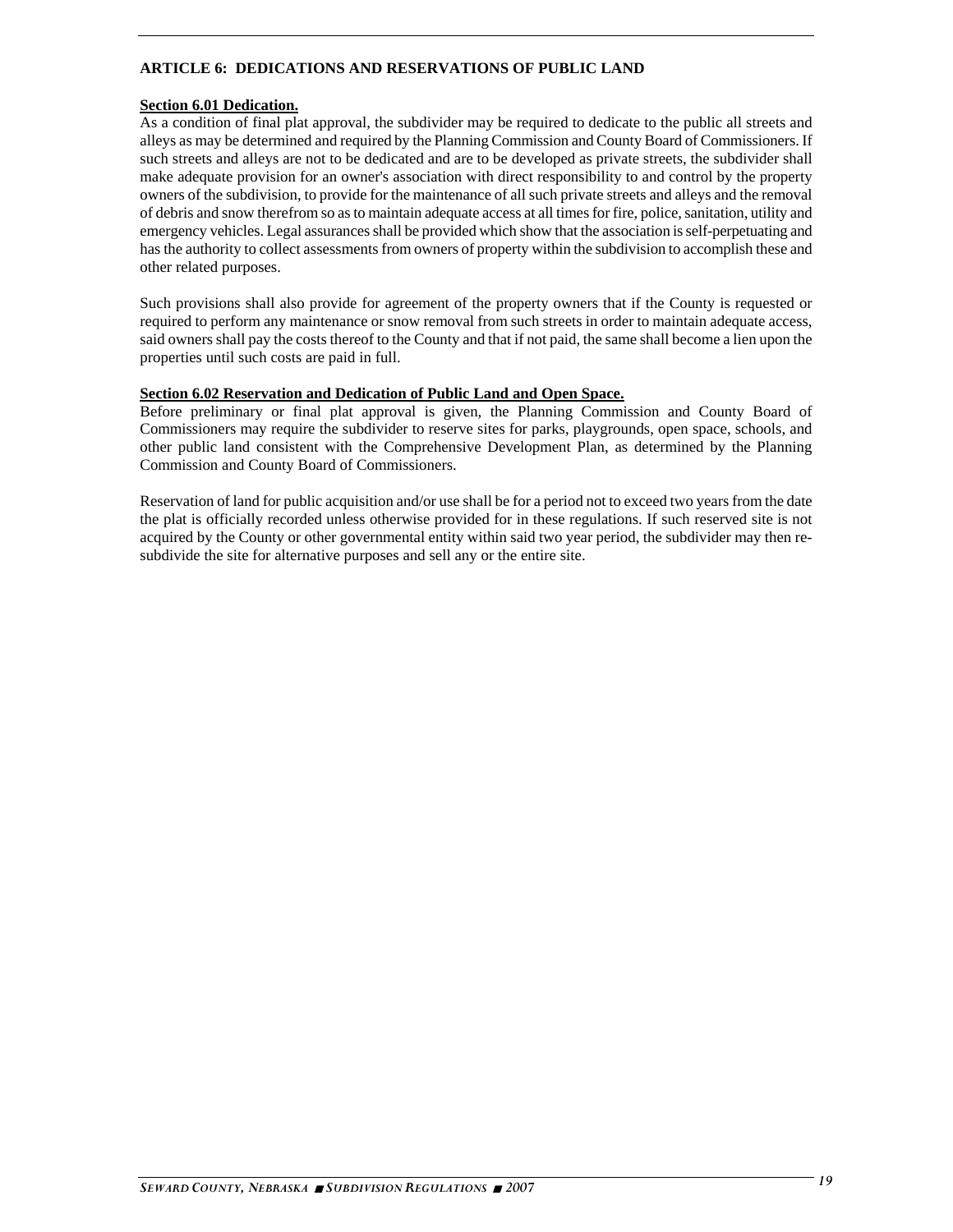## ARTICLE 6: DEDICATIONS AND RESERVATIONS OF PUBLIC LAND

**Section 6.01 Dedication.**

As a condition of final plat approval, the subdivider may be required to dedicate to the public all streets and alleys as may be determined and required by the Planning Commission and County Board of Commissioners. If such streets and alleys are not to be dedicated and are to be developed as private streets, the subdivider shall make adequate provision for an owner's association with direct responsibility to and control by the property owners of the subdivision, to provide for the maintenance of all such private streets and alleys and the removal of debris and snow therefrom so as to maintain adequate access at all times for fire, police, sanitation, utility and emergency vehicles. Legal assurances shall be provided which show that the association is self-perpetuating and has the authority to collect assessments from owners of property within the subdivision to accomplish these and other related purposes.

Such provisions shall also provide for agreement of the property owners that if the County is requested or required to perform any maintenance or snow removal from such streets in order to maintain adequate access, said owners shall pay the costs thereof to the County and that if not paid, the same shall become a lien upon the properties until such costs are paid in full.

**Section 6.02 Reservation and Dedication of Public Land and Open Space.**

Before preliminary or final plat approval is given, the Planning Commission and County Board of Commissioners may require the subdivider to reserve sites for parks, playgrounds, open space, schools, and other public land consistent with the Comprehensive Development Plan, as determined by the Planning Commission and County Board of Commissioners.

Reservation of land for public acquisition and/or use shall be for a period not to exceed two years from the date the plat is officially recorded unless otherwise provided for in these regulations. If such reserved site is not acquired by the County or other governmental entity within said two year period, the subdivider may then re-subdivide the site for alternative purposes and sell any or the entire site.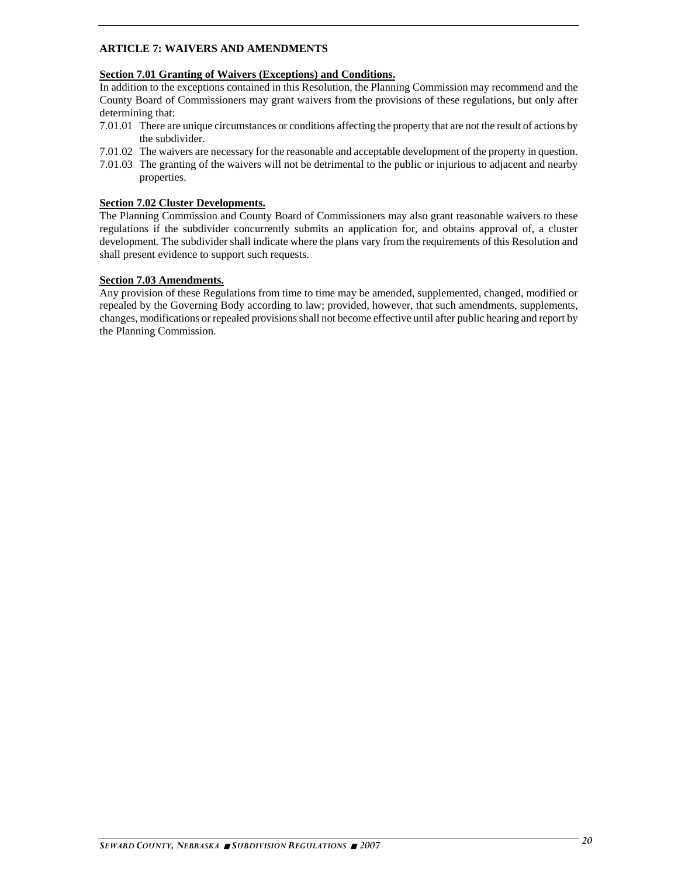## ARTICLE 7: WAIVERS AND AMENDMENTS

**Section 7.01 Granting of Waivers (Exceptions) and Conditions.**

In addition to the exceptions contained in this Resolution, the Planning Commission may recommend and the County Board of Commissioners may grant waivers from the provisions of these regulations, but only after determining that:

7.01.01 There are unique circumstances or conditions affecting the property that are not the result of actions by the subdivider.

7.01.02 The waivers are necessary for the reasonable and acceptable development of the property in question.

7.01.03 The granting of the waivers will not be detrimental to the public or injurious to adjacent and nearby properties.

**Section 7.02 Cluster Developments.**

The Planning Commission and County Board of Commissioners may also grant reasonable waivers to these regulations if the subdivider concurrently submits an application for, and obtains approval of, a cluster development. The subdivider shall indicate where the plans vary from the requirements of this Resolution and shall present evidence to support such requests.

**Section 7.03 Amendments.**

Any provision of these Regulations from time to time may be amended, supplemented, changed, modified or repealed by the Governing Body according to law; provided, however, that such amendments, supplements, changes, modifications or repealed provisions shall not become effective until after public hearing and report by the Planning Commission.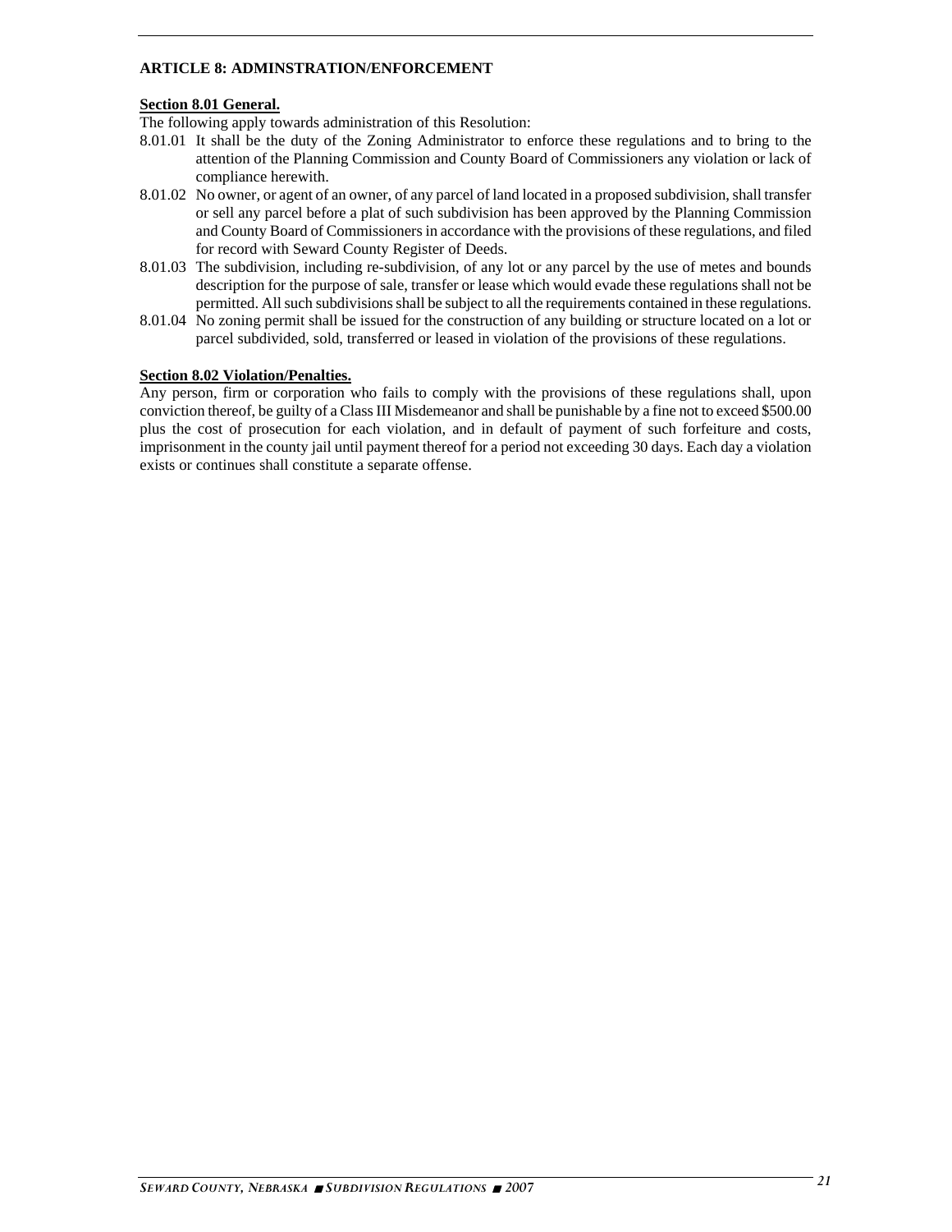## ARTICLE 8: ADMINSTRATION/ENFORCEMENT

### Section 8.01 General.

The following apply towards administration of this Resolution:

8.01.01 It shall be the duty of the Zoning Administrator to enforce these regulations and to bring to the attention of the Planning Commission and County Board of Commissioners any violation or lack of compliance herewith.

8.01.02 No owner, or agent of an owner, of any parcel of land located in a proposed subdivision, shall transfer or sell any parcel before a plat of such subdivision has been approved by the Planning Commission and County Board of Commissioners in accordance with the provisions of these regulations, and filed for record with Seward County Register of Deeds.

8.01.03 The subdivision, including re-subdivision, of any lot or any parcel by the use of metes and bounds description for the purpose of sale, transfer or lease which would evade these regulations shall not be permitted. All such subdivisions shall be subject to all the requirements contained in these regulations.

8.01.04 No zoning permit shall be issued for the construction of any building or structure located on a lot or parcel subdivided, sold, transferred or leased in violation of the provisions of these regulations.

### Section 8.02 Violation/Penalties.

Any person, firm or corporation who fails to comply with the provisions of these regulations shall, upon conviction thereof, be guilty of a Class III Misdemeanor and shall be punishable by a fine not to exceed $500.00 plus the cost of prosecution for each violation, and in default of payment of such forfeiture and costs, imprisonment in the county jail until payment thereof for a period not exceeding 30 days. Each day a violation exists or continues shall constitute a separate offense.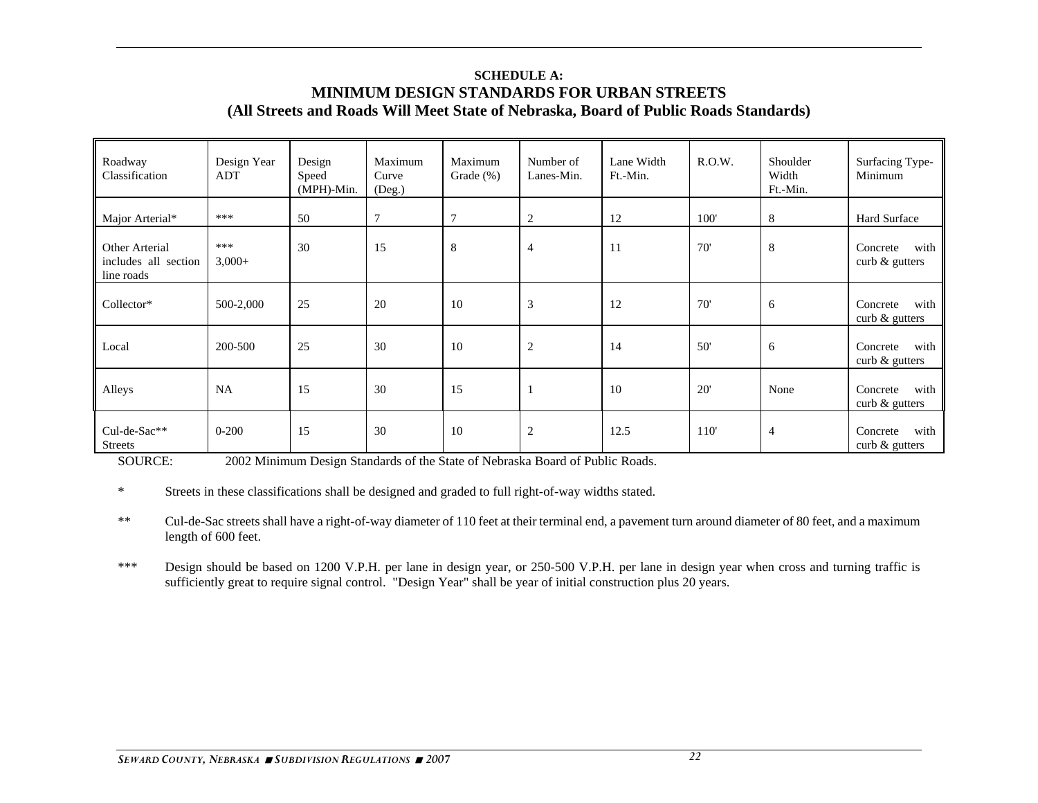**SCHEDULE A:**

## MINIMUM DESIGN STANDARDS FOR URBAN STREETS

### (All Streets and Roads Will Meet State of Nebraska, Board of Public Roads Standards)

| Roadway Classification | Design Year ADT | Design Speed (MPH)-Min. | Maximum Curve (Deg.) | Maximum Grade (%) | Number of Lanes-Min. | Lane Width Ft.-Min. | R.O.W. | Shoulder Width Ft.-Min. | Surfacing Type-Minimum |
|---|---|---|---|---|---|---|---|---|---|
| Major Arterial* | *** | 50 | 7 | 7 | 2 | 12 | 100' | 8 | Hard Surface |
| Other Arterial includes all section line roads | *** 3,000+ | 30 | 15 | 8 | 4 | 11 | 70' | 8 | Concrete with curb & gutters |
| Collector* | 500-2,000 | 25 | 20 | 10 | 3 | 12 | 70' | 6 | Concrete with curb & gutters |
| Local | 200-500 | 25 | 30 | 10 | 2 | 14 | 50' | 6 | Concrete with curb & gutters |
| Alleys | NA | 15 | 30 | 15 | 1 | 10 | 20' | None | Concrete with curb & gutters |
| Cul-de-Sac** Streets | 0-200 | 15 | 30 | 10 | 2 | 12.5 | 110' | 4 | Concrete with curb & gutters |

SOURCE: 2002 Minimum Design Standards of the State of Nebraska Board of Public Roads.

\* Streets in these classifications shall be designed and graded to full right-of-way widths stated.

** Cul-de-Sac streets shall have a right-of-way diameter of 110 feet at their terminal end, a pavement turn around diameter of 80 feet, and a maximum length of 600 feet.

*** Design should be based on 1200 V.P.H. per lane in design year, or 250-500 V.P.H. per lane in design year when cross and turning traffic is sufficiently great to require signal control. "Design Year" shall be year of initial construction plus 20 years.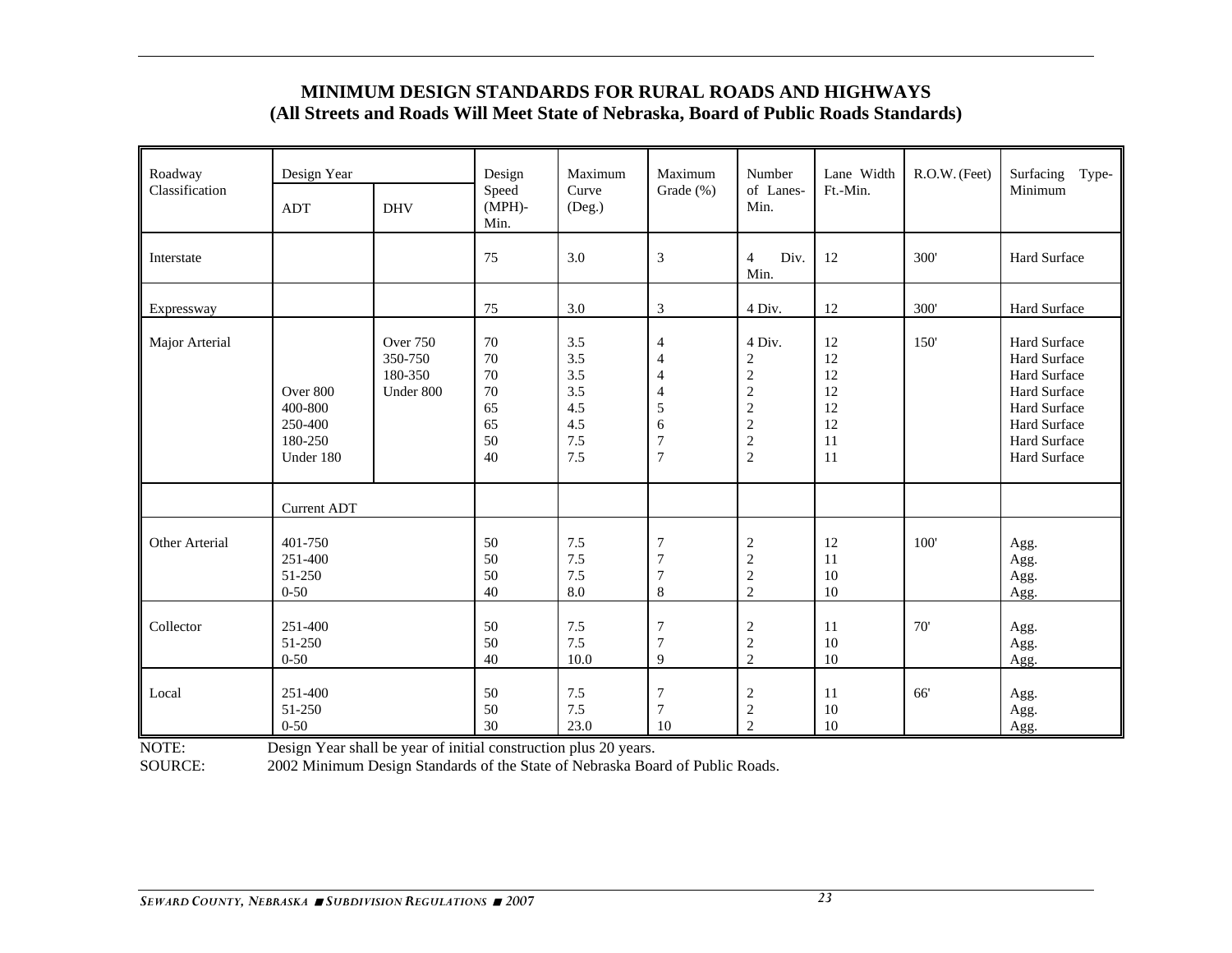# MINIMUM DESIGN STANDARDS FOR RURAL ROADS AND HIGHWAYS
## (All Streets and Roads Will Meet State of Nebraska, Board of Public Roads Standards)

| Roadway Classification | Design Year | | Design Speed (MPH)-Min. | Maximum Curve (Deg.) | Maximum Grade (%) | Number of Lanes-Min. | Lane Width Ft.-Min. | R.O.W. (Feet) | Surfacing Type-Minimum |
|---|---|---|---|---|---|---|---|---|---|
| | ADT | DHV | | | | | | | |
| Interstate | | | 75 | 3.0 | 3 | 4 Div. Min. | 12 | 300' | Hard Surface |
| Expressway | | | 75 | 3.0 | 3 | 4 Div. | 12 | 300' | Hard Surface |
| Major Arterial | | Over 750 | 70 | 3.5 | 4 | 4 Div. | 12 | 150' | Hard Surface |
| | | 350-750 | 70 | 3.5 | 4 | 2 | 12 | | Hard Surface |
| | | 180-350 | 70 | 3.5 | 4 | 2 | 12 | | Hard Surface |
| | Over 800 | Under 800 | 70 | 3.5 | 4 | 2 | 12 | | Hard Surface |
| | 400-800 | | 65 | 4.5 | 5 | 2 | 12 | | Hard Surface |
| | 250-400 | | 65 | 4.5 | 6 | 2 | 12 | | Hard Surface |
| | 180-250 | | 50 | 7.5 | 7 | 2 | 11 | | Hard Surface |
| | Under 180 | | 40 | 7.5 | 7 | 2 | 11 | | Hard Surface |
| | Current ADT | | | | | | | | |
| Other Arterial | 401-750 | | 50 | 7.5 | 7 | 2 | 12 | 100' | Agg. |
| | 251-400 | | 50 | 7.5 | 7 | 2 | 11 | | Agg. |
| | 51-250 | | 50 | 7.5 | 7 | 2 | 10 | | Agg. |
| | 0-50 | | 40 | 8.0 | 8 | 2 | 10 | | Agg. |
| Collector | 251-400 | | 50 | 7.5 | 7 | 2 | 11 | 70' | Agg. |
| | 51-250 | | 50 | 7.5 | 7 | 2 | 10 | | Agg. |
| | 0-50 | | 40 | 10.0 | 9 | 2 | 10 | | Agg. |
| Local | 251-400 | | 50 | 7.5 | 7 | 2 | 11 | 66' | Agg. |
| | 51-250 | | 50 | 7.5 | 7 | 2 | 10 | | Agg. |
| | 0-50 | | 30 | 23.0 | 10 | 2 | 10 | | Agg. |

NOTE: Design Year shall be year of initial construction plus 20 years.

SOURCE: 2002 Minimum Design Standards of the State of Nebraska Board of Public Roads.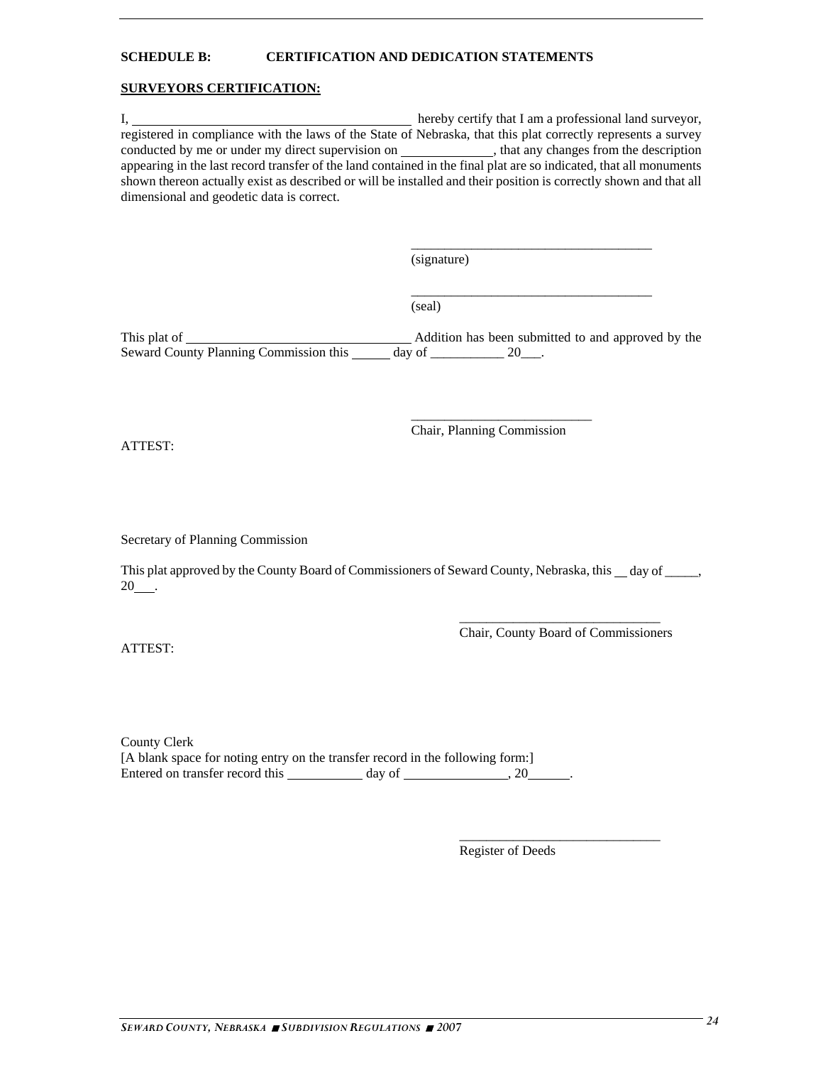**SCHEDULE B: CERTIFICATION AND DEDICATION STATEMENTS**

**SURVEYORS CERTIFICATION:**

I, __________________________________________ hereby certify that I am a professional land surveyor, registered in compliance with the laws of the State of Nebraska, that this plat correctly represents a survey conducted by me or under my direct supervision on _____________, that any changes from the description appearing in the last record transfer of the land contained in the final plat are so indicated, that all monuments shown thereon actually exist as described or will be installed and their position is correctly shown and that all dimensional and geodetic data is correct.

____________________________________
(signature)

____________________________________
(seal)

This plat of _________________________________ Addition has been submitted to and approved by the Seward County Planning Commission this ______ day of ___________ 20___.

___________________________
Chair, Planning Commission

ATTEST:

Secretary of Planning Commission

This plat approved by the County Board of Commissioners of Seward County, Nebraska, this __ day of _____, 20___.

______________________________
Chair, County Board of Commissioners

ATTEST:

County Clerk
[A blank space for noting entry on the transfer record in the following form:]
Entered on transfer record this ___________ day of _______________, 20______.

______________________________
Register of Deeds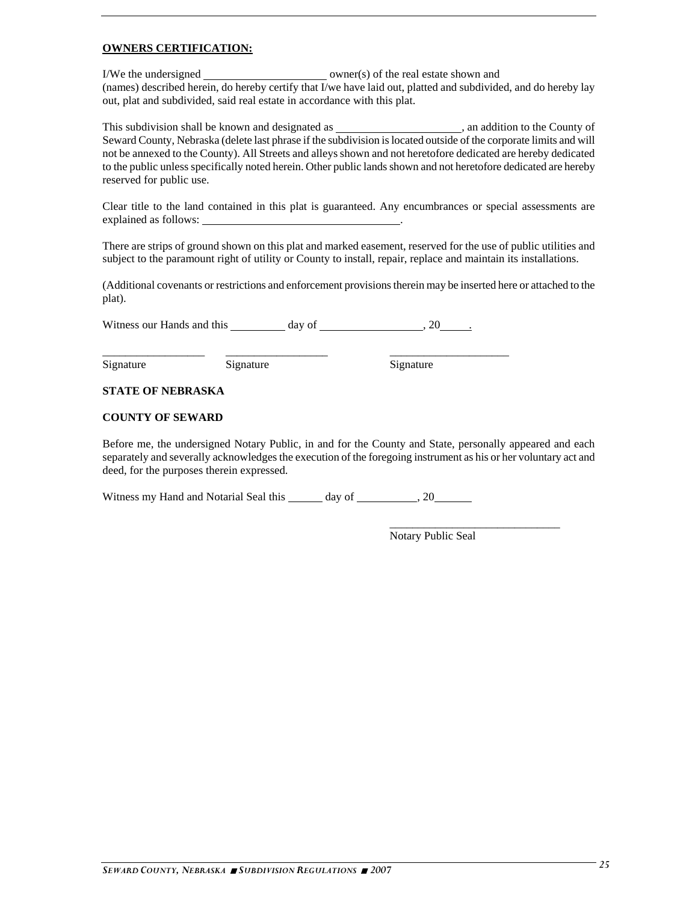**OWNERS CERTIFICATION:**

I/We the undersigned ____________________ owner(s) of the real estate shown and (names) described herein, do hereby certify that I/we have laid out, platted and subdivided, and do hereby lay out, plat and subdivided, said real estate in accordance with this plat.

This subdivision shall be known and designated as ____________________, an addition to the County of Seward County, Nebraska (delete last phrase if the subdivision is located outside of the corporate limits and will not be annexed to the County). All Streets and alleys shown and not heretofore dedicated are hereby dedicated to the public unless specifically noted herein. Other public lands shown and not heretofore dedicated are hereby reserved for public use.

Clear title to the land contained in this plat is guaranteed. Any encumbrances or special assessments are explained as follows: ________________________________.

There are strips of ground shown on this plat and marked easement, reserved for the use of public utilities and subject to the paramount right of utility or County to install, repair, replace and maintain its installations.

(Additional covenants or restrictions and enforcement provisions therein may be inserted here or attached to the plat).

Witness our Hands and this _________ day of ________________, 20_____.

_________________ _________________ ____________________

Signature Signature Signature

**STATE OF NEBRASKA**

**COUNTY OF SEWARD**

Before me, the undersigned Notary Public, in and for the County and State, personally appeared and each separately and severally acknowledges the execution of the foregoing instrument as his or her voluntary act and deed, for the purposes therein expressed.

Witness my Hand and Notarial Seal this ______ day of __________, 20______

_____________________________

Notary Public Seal